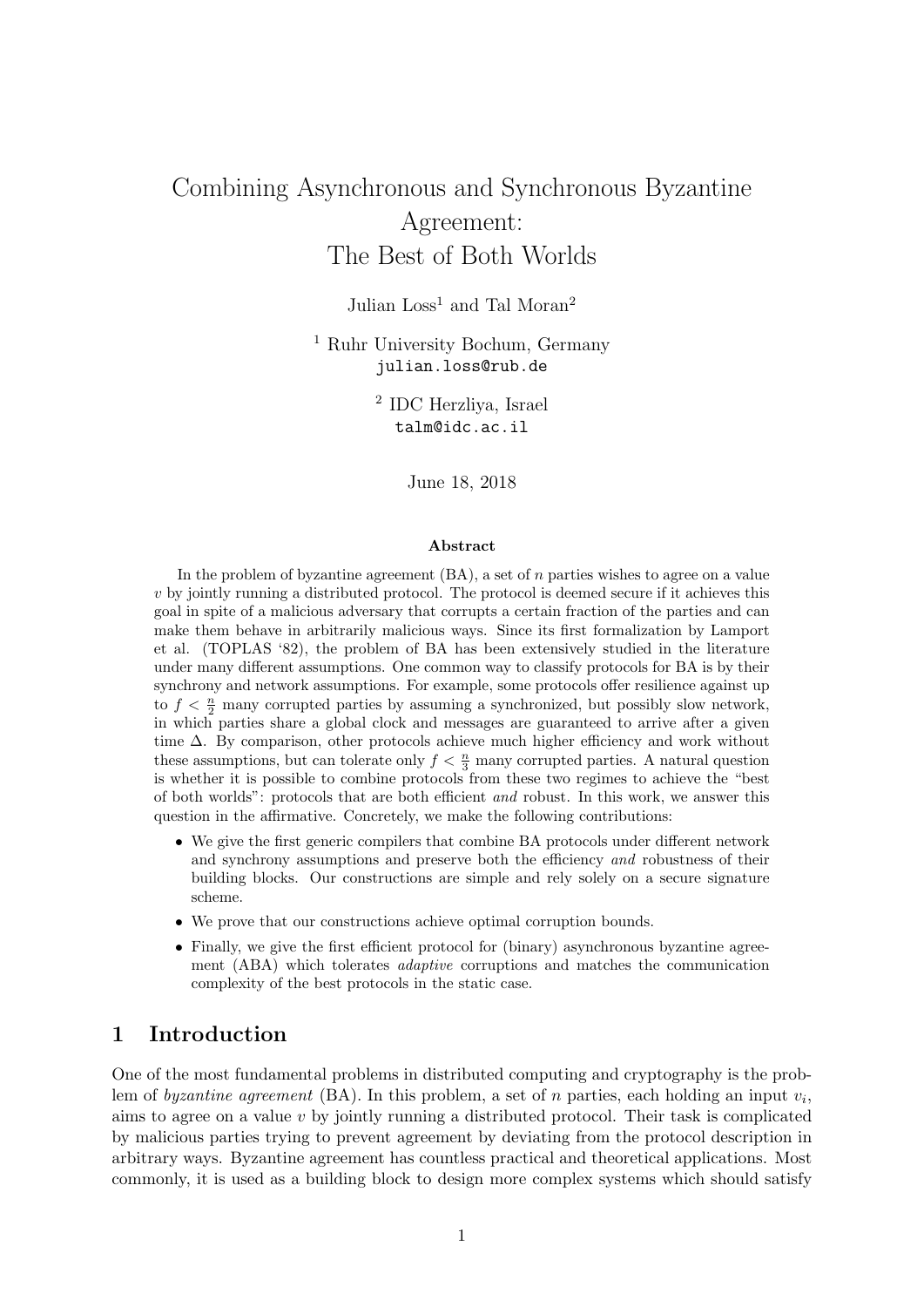# Combining Asynchronous and Synchronous Byzantine Agreement: The Best of Both Worlds

Julian Loss[1] and Tal Moran[2]

[1] Ruhr University Bochum, Germany
julian.loss@rub.de

[2] IDC Herzliya, Israel
talm@idc.ac.il

June 18, 2018

### Abstract

In the problem of byzantine agreement (BA), a set of $n$ parties wishes to agree on a value $v$ by jointly running a distributed protocol. The protocol is deemed secure if it achieves this goal in spite of a malicious adversary that corrupts a certain fraction of the parties and can make them behave in arbitrarily malicious ways. Since its first formalization by Lamport et al. (TOPLAS '82), the problem of BA has been extensively studied in the literature under many different assumptions. One common way to classify protocols for BA is by their synchrony and network assumptions. For example, some protocols offer resilience against up to $f < \frac{n}{2}$ many corrupted parties by assuming a synchronized, but possibly slow network, in which parties share a global clock and messages are guaranteed to arrive after a given time $\Delta$. By comparison, other protocols achieve much higher efficiency and work without these assumptions, but can tolerate only $f < \frac{n}{3}$ many corrupted parties. A natural question is whether it is possible to combine protocols from these two regimes to achieve the "best of both worlds": protocols that are both efficient *and* robust. In this work, we answer this question in the affirmative. Concretely, we make the following contributions:

- We give the first generic compilers that combine BA protocols under different network and synchrony assumptions and preserve both the efficiency *and* robustness of their building blocks. Our constructions are simple and rely solely on a secure signature scheme.
- We prove that our constructions achieve optimal corruption bounds.
- Finally, we give the first efficient protocol for (binary) asynchronous byzantine agreement (ABA) which tolerates *adaptive* corruptions and matches the communication complexity of the best protocols in the static case.

## 1 Introduction

One of the most fundamental problems in distributed computing and cryptography is the problem of *byzantine agreement* (BA). In this problem, a set of $n$ parties, each holding an input $v_i$, aims to agree on a value $v$ by jointly running a distributed protocol. Their task is complicated by malicious parties trying to prevent agreement by deviating from the protocol description in arbitrary ways. Byzantine agreement has countless practical and theoretical applications. Most commonly, it is used as a building block to design more complex systems which should satisfy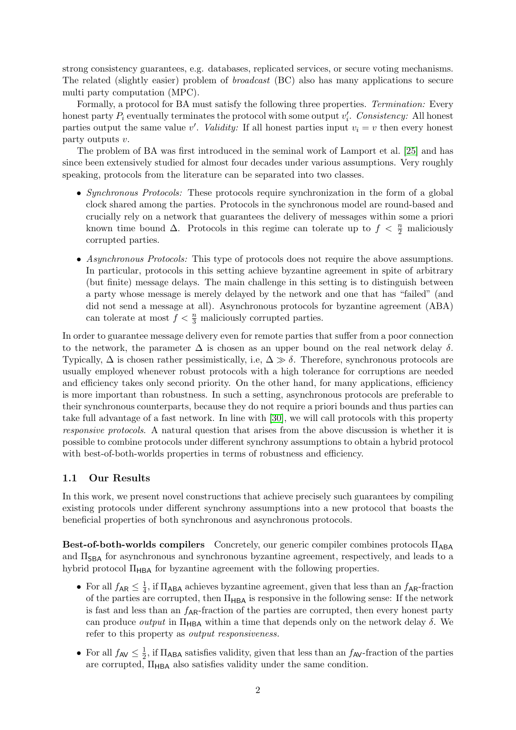strong consistency guarantees, e.g. databases, replicated services, or secure voting mechanisms. The related (slightly easier) problem of *broadcast* (BC) also has many applications to secure multi party computation (MPC).

Formally, a protocol for BA must satisfy the following three properties. *Termination:* Every honest party $P_i$ eventually terminates the protocol with some output $v_i'$. *Consistency:* All honest parties output the same value $v'$. *Validity:* If all honest parties input $v_i = v$ then every honest party outputs $v$.

The problem of BA was first introduced in the seminal work of Lamport et al. [25] and has since been extensively studied for almost four decades under various assumptions. Very roughly speaking, protocols from the literature can be separated into two classes.

- *Synchronous Protocols:* These protocols require synchronization in the form of a global clock shared among the parties. Protocols in the synchronous model are round-based and crucially rely on a network that guarantees the delivery of messages within some a priori known time bound $\Delta$. Protocols in this regime can tolerate up to $f < \frac{n}{2}$ maliciously corrupted parties.
- *Asynchronous Protocols:* This type of protocols does not require the above assumptions. In particular, protocols in this setting achieve byzantine agreement in spite of arbitrary (but finite) message delays. The main challenge in this setting is to distinguish between a party whose message is merely delayed by the network and one that has "failed" (and did not send a message at all). Asynchronous protocols for byzantine agreement (ABA) can tolerate at most $f < \frac{n}{3}$ maliciously corrupted parties.

In order to guarantee message delivery even for remote parties that suffer from a poor connection to the network, the parameter $\Delta$ is chosen as an upper bound on the real network delay $\delta$. Typically, $\Delta$ is chosen rather pessimistically, i.e, $\Delta \gg \delta$. Therefore, synchronous protocols are usually employed whenever robust protocols with a high tolerance for corruptions are needed and efficiency takes only second priority. On the other hand, for many applications, efficiency is more important than robustness. In such a setting, asynchronous protocols are preferable to their synchronous counterparts, because they do not require a priori bounds and thus parties can take full advantage of a fast network. In line with [30], we will call protocols with this property *responsive protocols*. A natural question that arises from the above discussion is whether it is possible to combine protocols under different synchrony assumptions to obtain a hybrid protocol with best-of-both-worlds properties in terms of robustness and efficiency.

## 1.1 Our Results

In this work, we present novel constructions that achieve precisely such guarantees by compiling existing protocols under different synchrony assumptions into a new protocol that boasts the beneficial properties of both synchronous and asynchronous protocols.

**Best-of-both-worlds compilers** Concretely, our generic compiler combines protocols $\Pi_{\mathsf{ABA}}$ and $\Pi_{\mathsf{SBA}}$ for asynchronous and synchronous byzantine agreement, respectively, and leads to a hybrid protocol $\Pi_{\mathsf{HBA}}$ for byzantine agreement with the following properties.

- For all $f_{\mathsf{AR}} \leq \frac{1}{4}$, if $\Pi_{\mathsf{ABA}}$ achieves byzantine agreement, given that less than an $f_{\mathsf{AR}}$-fraction of the parties are corrupted, then $\Pi_{\mathsf{HBA}}$ is responsive in the following sense: If the network is fast and less than an $f_{\mathsf{AR}}$-fraction of the parties are corrupted, then every honest party can produce *output* in $\Pi_{\mathsf{HBA}}$ within a time that depends only on the network delay $\delta$. We refer to this property as *output responsiveness*.
- For all $f_{\mathsf{AV}} \leq \frac{1}{2}$, if $\Pi_{\mathsf{ABA}}$ satisfies validity, given that less than an $f_{\mathsf{AV}}$-fraction of the parties are corrupted, $\Pi_{\mathsf{HBA}}$ also satisfies validity under the same condition.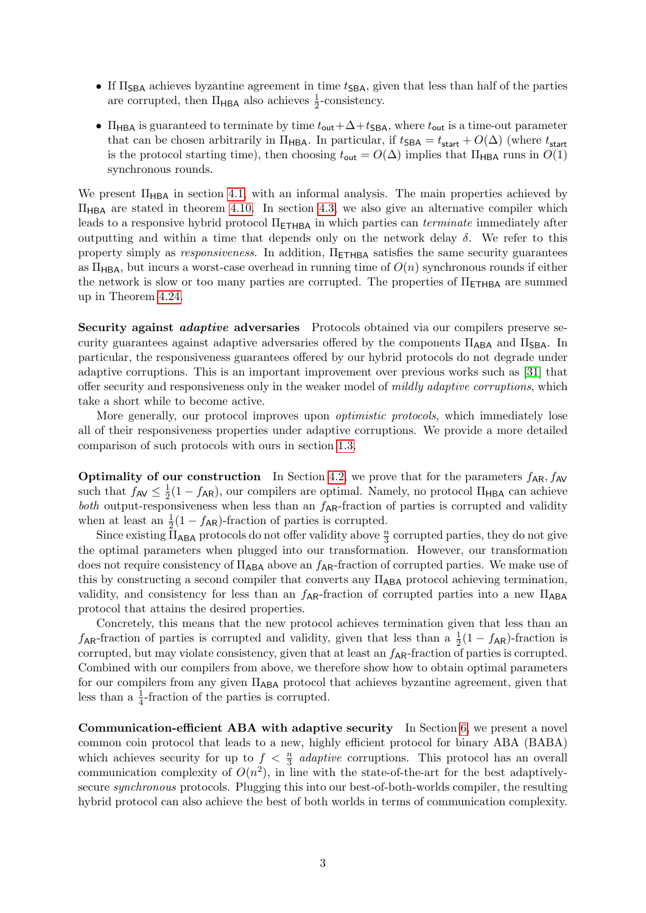- If $\Pi_{\mathsf{SBA}}$ achieves byzantine agreement in time $t_{\mathsf{SBA}}$, given that less than half of the parties are corrupted, then $\Pi_{\mathsf{HBA}}$ also achieves $\frac{1}{2}$-consistency.
- $\Pi_{\mathsf{HBA}}$ is guaranteed to terminate by time $t_{\mathsf{out}}+\Delta+t_{\mathsf{SBA}}$, where $t_{\mathsf{out}}$ is a time-out parameter that can be chosen arbitrarily in $\Pi_{\mathsf{HBA}}$. In particular, if $t_{\mathsf{SBA}} = t_{\mathsf{start}} + O(\Delta)$ (where $t_{\mathsf{start}}$ is the protocol starting time), then choosing $t_{\mathsf{out}} = O(\Delta)$ implies that $\Pi_{\mathsf{HBA}}$ runs in $O(1)$ synchronous rounds.

We present $\Pi_{\mathsf{HBA}}$ in section 4.1 with an informal analysis. The main properties achieved by $\Pi_{\mathsf{HBA}}$ are stated in theorem 4.10. In section 4.3, we also give an alternative compiler which leads to a responsive hybrid protocol $\Pi_{\mathsf{ETHBA}}$ in which parties can *terminate* immediately after outputting and within a time that depends only on the network delay $\delta$. We refer to this property simply as *responsiveness*. In addition, $\Pi_{\mathsf{ETHBA}}$ satisfies the same security guarantees as $\Pi_{\mathsf{HBA}}$, but incurs a worst-case overhead in running time of $O(n)$ synchronous rounds if either the network is slow or too many parties are corrupted. The properties of $\Pi_{\mathsf{ETHBA}}$ are summed up in Theorem 4.24.

**Security against *adaptive* adversaries** Protocols obtained via our compilers preserve security guarantees against adaptive adversaries offered by the components $\Pi_{\mathsf{ABA}}$ and $\Pi_{\mathsf{SBA}}$. In particular, the responsiveness guarantees offered by our hybrid protocols do not degrade under adaptive corruptions. This is an important improvement over previous works such as [31] that offer security and responsiveness only in the weaker model of *mildly adaptive corruptions*, which take a short while to become active.

More generally, our protocol improves upon *optimistic protocols*, which immediately lose all of their responsiveness properties under adaptive corruptions. We provide a more detailed comparison of such protocols with ours in section 1.3.

**Optimality of our construction** In Section 4.2, we prove that for the parameters $f_{\mathsf{AR}}, f_{\mathsf{AV}}$ such that $f_{\mathsf{AV}} \leq \frac{1}{2}(1 - f_{\mathsf{AR}})$, our compilers are optimal. Namely, no protocol $\Pi_{\mathsf{HBA}}$ can achieve *both* output-responsiveness when less than an $f_{\mathsf{AR}}$-fraction of parties is corrupted and validity when at least an $\frac{1}{2}(1 - f_{\mathsf{AR}})$-fraction of parties is corrupted.

Since existing $\Pi_{\mathsf{ABA}}$ protocols do not offer validity above $\frac{n}{3}$ corrupted parties, they do not give the optimal parameters when plugged into our transformation. However, our transformation does not require consistency of $\Pi_{\mathsf{ABA}}$ above an $f_{\mathsf{AR}}$-fraction of corrupted parties. We make use of this by constructing a second compiler that converts any $\Pi_{\mathsf{ABA}}$ protocol achieving termination, validity, and consistency for less than an $f_{\mathsf{AR}}$-fraction of corrupted parties into a new $\Pi_{\mathsf{ABA}}$ protocol that attains the desired properties.

Concretely, this means that the new protocol achieves termination given that less than an $f_{\mathsf{AR}}$-fraction of parties is corrupted and validity, given that less than a $\frac{1}{2}(1 - f_{\mathsf{AR}})$-fraction is corrupted, but may violate consistency, given that at least an $f_{\mathsf{AR}}$-fraction of parties is corrupted. Combined with our compilers from above, we therefore show how to obtain optimal parameters for our compilers from any given $\Pi_{\mathsf{ABA}}$ protocol that achieves byzantine agreement, given that less than a $\frac{1}{4}$-fraction of the parties is corrupted.

**Communication-efficient ABA with adaptive security** In Section 6, we present a novel common coin protocol that leads to a new, highly efficient protocol for binary ABA (BABA) which achieves security for up to $f < \frac{n}{3}$ *adaptive* corruptions. This protocol has an overall communication complexity of $O(n^2)$, in line with the state-of-the-art for the best adaptively-secure *synchronous* protocols. Plugging this into our best-of-both-worlds compiler, the resulting hybrid protocol can also achieve the best of both worlds in terms of communication complexity.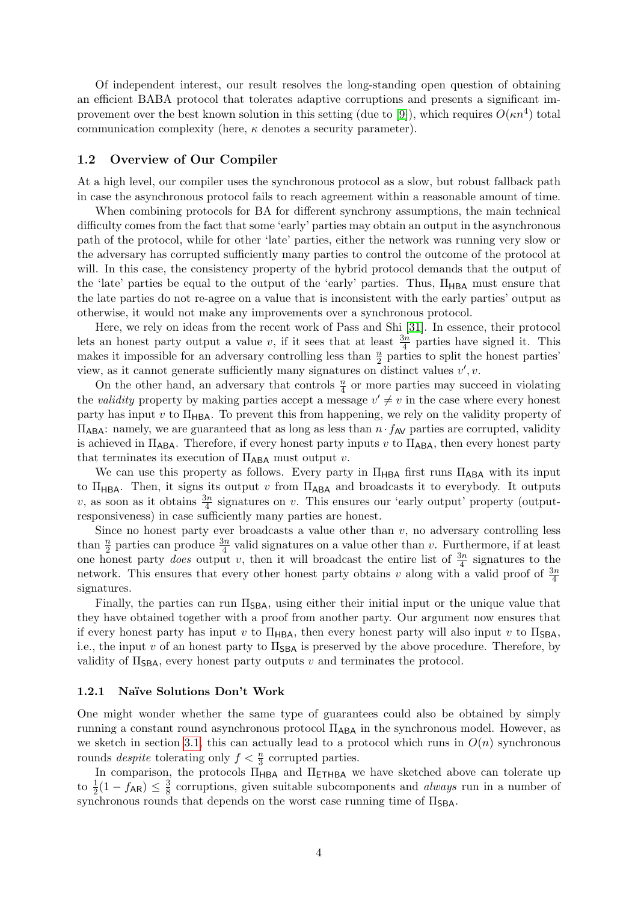Of independent interest, our result resolves the long-standing open question of obtaining an efficient BABA protocol that tolerates adaptive corruptions and presents a significant improvement over the best known solution in this setting (due to [9]), which requires $O(\kappa n^4)$ total communication complexity (here, $\kappa$ denotes a security parameter).

## 1.2 Overview of Our Compiler

At a high level, our compiler uses the synchronous protocol as a slow, but robust fallback path in case the asynchronous protocol fails to reach agreement within a reasonable amount of time.

When combining protocols for BA for different synchrony assumptions, the main technical difficulty comes from the fact that some 'early' parties may obtain an output in the asynchronous path of the protocol, while for other 'late' parties, either the network was running very slow or the adversary has corrupted sufficiently many parties to control the outcome of the protocol at will. In this case, the consistency property of the hybrid protocol demands that the output of the 'late' parties be equal to the output of the 'early' parties. Thus, $\Pi_{\mathsf{HBA}}$ must ensure that the late parties do not re-agree on a value that is inconsistent with the early parties' output as otherwise, it would not make any improvements over a synchronous protocol.

Here, we rely on ideas from the recent work of Pass and Shi [31]. In essence, their protocol lets an honest party output a value $v$, if it sees that at least $\frac{3n}{4}$ parties have signed it. This makes it impossible for an adversary controlling less than $\frac{n}{2}$ parties to split the honest parties' view, as it cannot generate sufficiently many signatures on distinct values $v', v$.

On the other hand, an adversary that controls $\frac{n}{4}$ or more parties may succeed in violating the *validity* property by making parties accept a message $v' \neq v$ in the case where every honest party has input $v$ to $\Pi_{\mathsf{HBA}}$. To prevent this from happening, we rely on the validity property of $\Pi_{\mathsf{ABA}}$: namely, we are guaranteed that as long as less than $n \cdot f_{\mathsf{AV}}$ parties are corrupted, validity is achieved in $\Pi_{\mathsf{ABA}}$. Therefore, if every honest party inputs $v$ to $\Pi_{\mathsf{ABA}}$, then every honest party that terminates its execution of $\Pi_{\mathsf{ABA}}$ must output $v$.

We can use this property as follows. Every party in $\Pi_{\mathsf{HBA}}$ first runs $\Pi_{\mathsf{ABA}}$ with its input to $\Pi_{\mathsf{HBA}}$. Then, it signs its output $v$ from $\Pi_{\mathsf{ABA}}$ and broadcasts it to everybody. It outputs $v$, as soon as it obtains $\frac{3n}{4}$ signatures on $v$. This ensures our 'early output' property (output-responsiveness) in case sufficiently many parties are honest.

Since no honest party ever broadcasts a value other than $v$, no adversary controlling less than $\frac{n}{2}$ parties can produce $\frac{3n}{4}$ valid signatures on a value other than $v$. Furthermore, if at least one honest party *does* output $v$, then it will broadcast the entire list of $\frac{3n}{4}$ signatures to the network. This ensures that every other honest party obtains $v$ along with a valid proof of $\frac{3n}{4}$ signatures.

Finally, the parties can run $\Pi_{\mathsf{SBA}}$, using either their initial input or the unique value that they have obtained together with a proof from another party. Our argument now ensures that if every honest party has input $v$ to $\Pi_{\mathsf{HBA}}$, then every honest party will also input $v$ to $\Pi_{\mathsf{SBA}}$, i.e., the input $v$ of an honest party to $\Pi_{\mathsf{SBA}}$ is preserved by the above procedure. Therefore, by validity of $\Pi_{\mathsf{SBA}}$, every honest party outputs $v$ and terminates the protocol.

### 1.2.1 Naïve Solutions Don't Work

One might wonder whether the same type of guarantees could also be obtained by simply running a constant round asynchronous protocol $\Pi_{\mathsf{ABA}}$ in the synchronous model. However, as we sketch in section 3.1, this can actually lead to a protocol which runs in $O(n)$ synchronous rounds *despite* tolerating only $f < \frac{n}{3}$ corrupted parties.

In comparison, the protocols $\Pi_{\mathsf{HBA}}$ and $\Pi_{\mathsf{ETHBA}}$ we have sketched above can tolerate up to $\frac{1}{2}(1 - f_{\mathsf{AR}}) \leq \frac{3}{8}$ corruptions, given suitable subcomponents and *always* run in a number of synchronous rounds that depends on the worst case running time of $\Pi_{\mathsf{SBA}}$.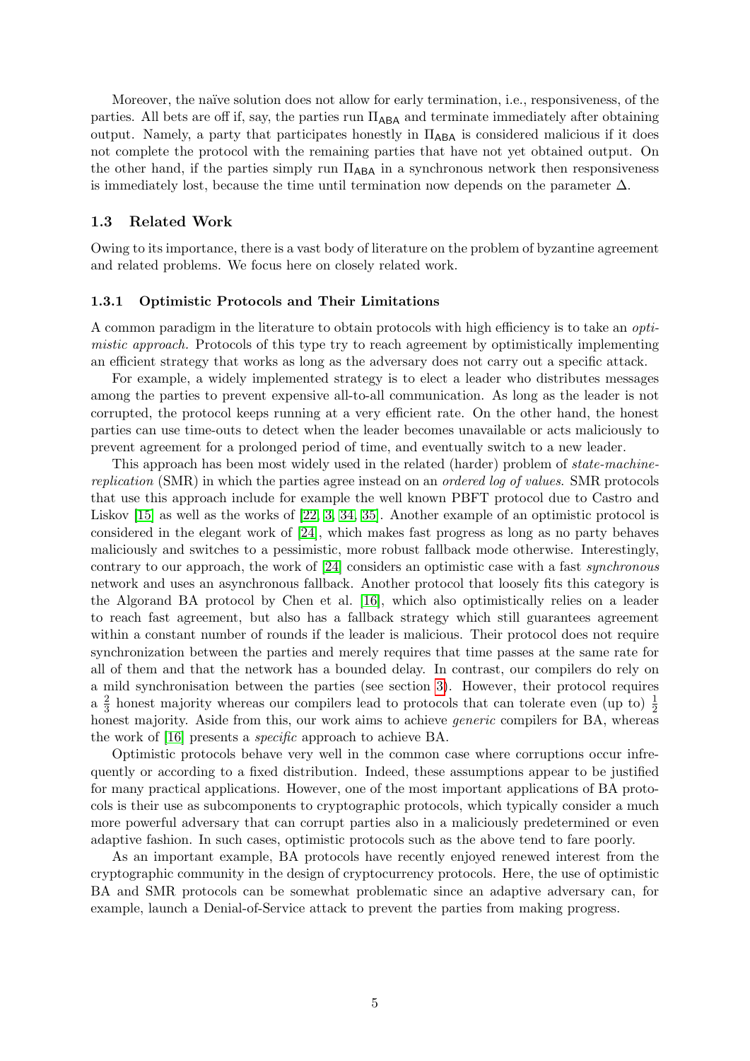Moreover, the naïve solution does not allow for early termination, i.e., responsiveness, of the parties. All bets are off if, say, the parties run $\Pi_{\mathsf{ABA}}$ and terminate immediately after obtaining output. Namely, a party that participates honestly in $\Pi_{\mathsf{ABA}}$ is considered malicious if it does not complete the protocol with the remaining parties that have not yet obtained output. On the other hand, if the parties simply run $\Pi_{\mathsf{ABA}}$ in a synchronous network then responsiveness is immediately lost, because the time until termination now depends on the parameter $\Delta$.

## 1.3 Related Work

Owing to its importance, there is a vast body of literature on the problem of byzantine agreement and related problems. We focus here on closely related work.

### 1.3.1 Optimistic Protocols and Their Limitations

A common paradigm in the literature to obtain protocols with high efficiency is to take an *optimistic approach*. Protocols of this type try to reach agreement by optimistically implementing an efficient strategy that works as long as the adversary does not carry out a specific attack.

For example, a widely implemented strategy is to elect a leader who distributes messages among the parties to prevent expensive all-to-all communication. As long as the leader is not corrupted, the protocol keeps running at a very efficient rate. On the other hand, the honest parties can use time-outs to detect when the leader becomes unavailable or acts maliciously to prevent agreement for a prolonged period of time, and eventually switch to a new leader.

This approach has been most widely used in the related (harder) problem of *state-machine-replication* (SMR) in which the parties agree instead on an *ordered log of values*. SMR protocols that use this approach include for example the well known PBFT protocol due to Castro and Liskov [15] as well as the works of [22, 3, 34, 35]. Another example of an optimistic protocol is considered in the elegant work of [24], which makes fast progress as long as no party behaves maliciously and switches to a pessimistic, more robust fallback mode otherwise. Interestingly, contrary to our approach, the work of [24] considers an optimistic case with a fast *synchronous* network and uses an asynchronous fallback. Another protocol that loosely fits this category is the Algorand BA protocol by Chen et al. [16], which also optimistically relies on a leader to reach fast agreement, but also has a fallback strategy which still guarantees agreement within a constant number of rounds if the leader is malicious. Their protocol does not require synchronization between the parties and merely requires that time passes at the same rate for all of them and that the network has a bounded delay. In contrast, our compilers do rely on a mild synchronisation between the parties (see section 3). However, their protocol requires a $\frac{2}{3}$ honest majority whereas our compilers lead to protocols that can tolerate even (up to) $\frac{1}{2}$ honest majority. Aside from this, our work aims to achieve *generic* compilers for BA, whereas the work of [16] presents a *specific* approach to achieve BA.

Optimistic protocols behave very well in the common case where corruptions occur infrequently or according to a fixed distribution. Indeed, these assumptions appear to be justified for many practical applications. However, one of the most important applications of BA protocols is their use as subcomponents to cryptographic protocols, which typically consider a much more powerful adversary that can corrupt parties also in a maliciously predetermined or even adaptive fashion. In such cases, optimistic protocols such as the above tend to fare poorly.

As an important example, BA protocols have recently enjoyed renewed interest from the cryptographic community in the design of cryptocurrency protocols. Here, the use of optimistic BA and SMR protocols can be somewhat problematic since an adaptive adversary can, for example, launch a Denial-of-Service attack to prevent the parties from making progress.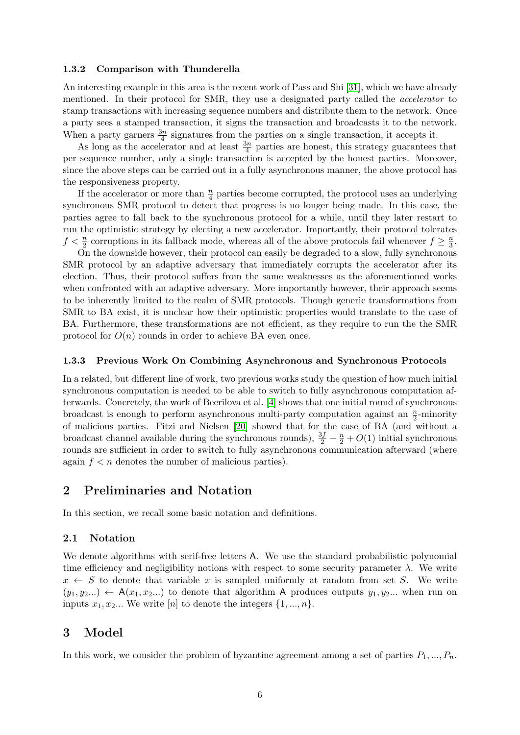#### 1.3.2 Comparison with Thunderella

An interesting example in this area is the recent work of Pass and Shi [31], which we have already mentioned. In their protocol for SMR, they use a designated party called the *accelerator* to stamp transactions with increasing sequence numbers and distribute them to the network. Once a party sees a stamped transaction, it signs the transaction and broadcasts it to the network. When a party garners $\frac{3n}{4}$ signatures from the parties on a single transaction, it accepts it.

As long as the accelerator and at least $\frac{3n}{4}$ parties are honest, this strategy guarantees that per sequence number, only a single transaction is accepted by the honest parties. Moreover, since the above steps can be carried out in a fully asynchronous manner, the above protocol has the responsiveness property.

If the accelerator or more than $\frac{n}{4}$ parties become corrupted, the protocol uses an underlying synchronous SMR protocol to detect that progress is no longer being made. In this case, the parties agree to fall back to the synchronous protocol for a while, until they later restart to run the optimistic strategy by electing a new accelerator. Importantly, their protocol tolerates $f < \frac{n}{2}$ corruptions in its fallback mode, whereas all of the above protocols fail whenever $f \geq \frac{n}{3}$.

On the downside however, their protocol can easily be degraded to a slow, fully synchronous SMR protocol by an adaptive adversary that immediately corrupts the accelerator after its election. Thus, their protocol suffers from the same weaknesses as the aforementioned works when confronted with an adaptive adversary. More importantly however, their approach seems to be inherently limited to the realm of SMR protocols. Though generic transformations from SMR to BA exist, it is unclear how their optimistic properties would translate to the case of BA. Furthermore, these transformations are not efficient, as they require to run the the SMR protocol for $O(n)$ rounds in order to achieve BA even once.

#### 1.3.3 Previous Work On Combining Asynchronous and Synchronous Protocols

In a related, but different line of work, two previous works study the question of how much initial synchronous computation is needed to be able to switch to fully asynchronous computation afterwards. Concretely, the work of Beerilova et al. [4] shows that one initial round of synchronous broadcast is enough to perform asynchronous multi-party computation against an $\frac{n}{2}$-minority of malicious parties. Fitzi and Nielsen [20] showed that for the case of BA (and without a broadcast channel available during the synchronous rounds), $\frac{3f}{2} - \frac{n}{2} + O(1)$ initial synchronous rounds are sufficient in order to switch to fully asynchronous communication afterward (where again $f < n$ denotes the number of malicious parties).

## 2 Preliminaries and Notation

In this section, we recall some basic notation and definitions.

### 2.1 Notation

We denote algorithms with serif-free letters $\mathsf{A}$. We use the standard probabilistic polynomial time efficiency and negligibility notions with respect to some security parameter $\lambda$. We write $x \leftarrow S$ to denote that variable $x$ is sampled uniformly at random from set $S$. We write $(y_1, y_2...) \leftarrow \mathsf{A}(x_1, x_2...)$ to denote that algorithm $\mathsf{A}$ produces outputs $y_1, y_2...$ when run on inputs $x_1, x_2...$ We write $[n]$ to denote the integers $\{1, ..., n\}$.

## 3 Model

In this work, we consider the problem of byzantine agreement among a set of parties $P_1, ..., P_n$.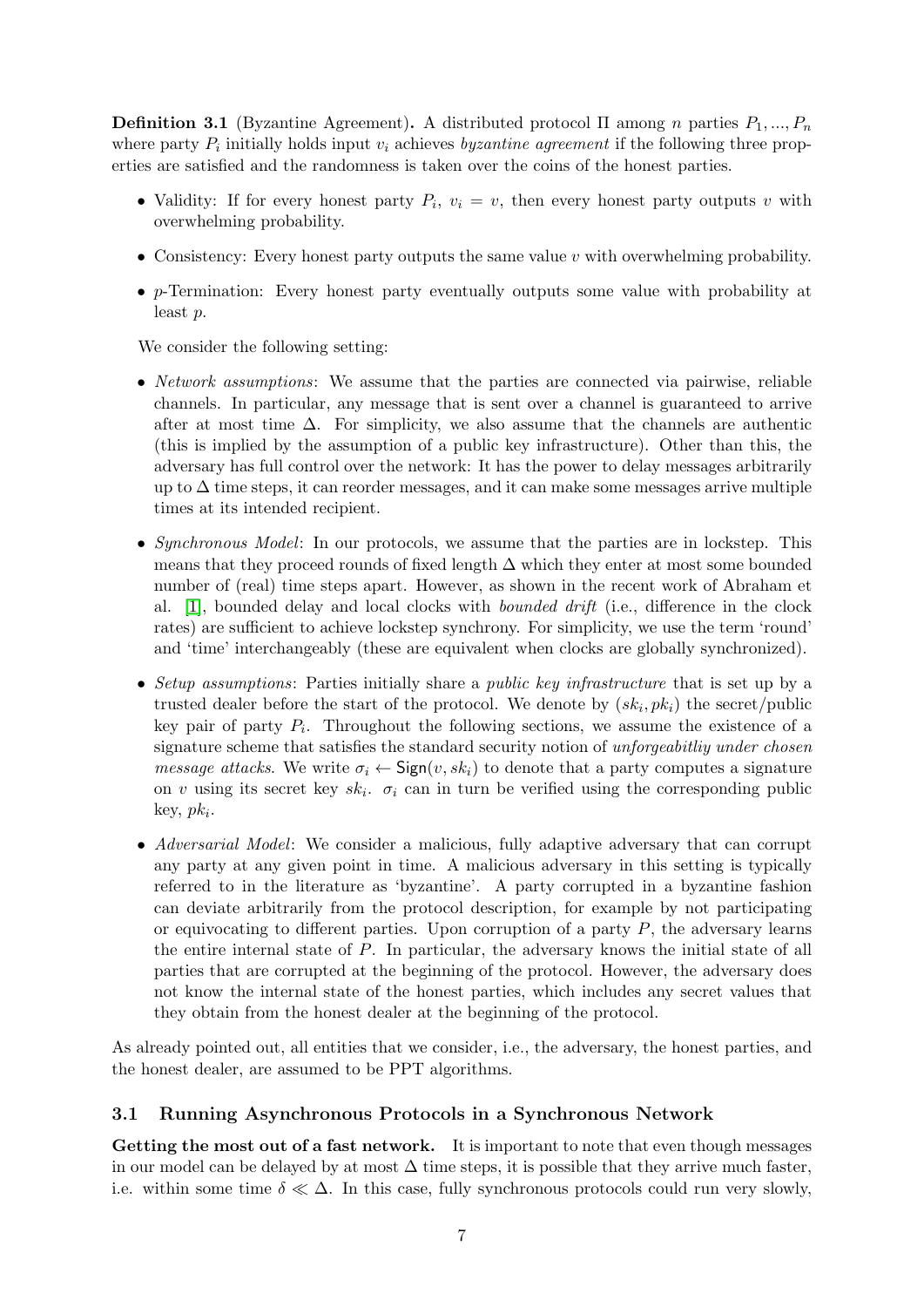**Definition 3.1** (Byzantine Agreement)**.** A distributed protocol $\Pi$ among $n$ parties $P_1, ..., P_n$ where party $P_i$ initially holds input $v_i$ achieves *byzantine agreement* if the following three properties are satisfied and the randomness is taken over the coins of the honest parties.

- Validity: If for every honest party $P_i$, $v_i = v$, then every honest party outputs $v$ with overwhelming probability.
- Consistency: Every honest party outputs the same value $v$ with overwhelming probability.
- $p$-Termination: Every honest party eventually outputs some value with probability at least $p$.

We consider the following setting:

- *Network assumptions*: We assume that the parties are connected via pairwise, reliable channels. In particular, any message that is sent over a channel is guaranteed to arrive after at most time $\Delta$. For simplicity, we also assume that the channels are authentic (this is implied by the assumption of a public key infrastructure). Other than this, the adversary has full control over the network: It has the power to delay messages arbitrarily up to $\Delta$ time steps, it can reorder messages, and it can make some messages arrive multiple times at its intended recipient.
- *Synchronous Model*: In our protocols, we assume that the parties are in lockstep. This means that they proceed rounds of fixed length $\Delta$ which they enter at most some bounded number of (real) time steps apart. However, as shown in the recent work of Abraham et al. [1], bounded delay and local clocks with *bounded drift* (i.e., difference in the clock rates) are sufficient to achieve lockstep synchrony. For simplicity, we use the term 'round' and 'time' interchangeably (these are equivalent when clocks are globally synchronized).
- *Setup assumptions*: Parties initially share a *public key infrastructure* that is set up by a trusted dealer before the start of the protocol. We denote by $(sk_i, pk_i)$ the secret/public key pair of party $P_i$. Throughout the following sections, we assume the existence of a signature scheme that satisfies the standard security notion of *unforgeabitliy under chosen message attacks*. We write $\sigma_i \leftarrow \mathsf{Sign}(v, sk_i)$ to denote that a party computes a signature on $v$ using its secret key $sk_i$. $\sigma_i$ can in turn be verified using the corresponding public key, $pk_i$.
- *Adversarial Model*: We consider a malicious, fully adaptive adversary that can corrupt any party at any given point in time. A malicious adversary in this setting is typically referred to in the literature as 'byzantine'. A party corrupted in a byzantine fashion can deviate arbitrarily from the protocol description, for example by not participating or equivocating to different parties. Upon corruption of a party $P$, the adversary learns the entire internal state of $P$. In particular, the adversary knows the initial state of all parties that are corrupted at the beginning of the protocol. However, the adversary does not know the internal state of the honest parties, which includes any secret values that they obtain from the honest dealer at the beginning of the protocol.

As already pointed out, all entities that we consider, i.e., the adversary, the honest parties, and the honest dealer, are assumed to be PPT algorithms.

### 3.1 Running Asynchronous Protocols in a Synchronous Network

**Getting the most out of a fast network.** It is important to note that even though messages in our model can be delayed by at most $\Delta$ time steps, it is possible that they arrive much faster, i.e. within some time $\delta \ll \Delta$. In this case, fully synchronous protocols could run very slowly,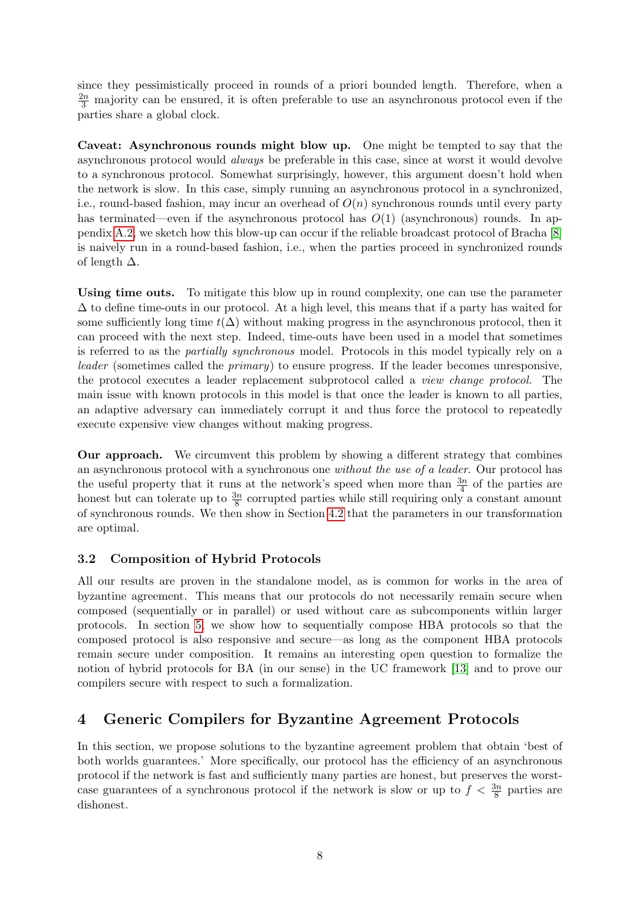since they pessimistically proceed in rounds of a priori bounded length. Therefore, when a $\frac{2n}{3}$ majority can be ensured, it is often preferable to use an asynchronous protocol even if the parties share a global clock.

**Caveat: Asynchronous rounds might blow up.** One might be tempted to say that the asynchronous protocol would *always* be preferable in this case, since at worst it would devolve to a synchronous protocol. Somewhat surprisingly, however, this argument doesn't hold when the network is slow. In this case, simply running an asynchronous protocol in a synchronized, i.e., round-based fashion, may incur an overhead of $O(n)$ synchronous rounds until every party has terminated—even if the asynchronous protocol has $O(1)$ (asynchronous) rounds. In appendix A.2, we sketch how this blow-up can occur if the reliable broadcast protocol of Bracha [8] is naively run in a round-based fashion, i.e., when the parties proceed in synchronized rounds of length $\Delta$.

**Using time outs.** To mitigate this blow up in round complexity, one can use the parameter $\Delta$ to define time-outs in our protocol. At a high level, this means that if a party has waited for some sufficiently long time $t(\Delta)$ without making progress in the asynchronous protocol, then it can proceed with the next step. Indeed, time-outs have been used in a model that sometimes is referred to as the *partially synchronous* model. Protocols in this model typically rely on a *leader* (sometimes called the *primary*) to ensure progress. If the leader becomes unresponsive, the protocol executes a leader replacement subprotocol called a *view change protocol*. The main issue with known protocols in this model is that once the leader is known to all parties, an adaptive adversary can immediately corrupt it and thus force the protocol to repeatedly execute expensive view changes without making progress.

**Our approach.** We circumvent this problem by showing a different strategy that combines an asynchronous protocol with a synchronous one *without the use of a leader*. Our protocol has the useful property that it runs at the network's speed when more than $\frac{3n}{4}$ of the parties are honest but can tolerate up to $\frac{3n}{8}$ corrupted parties while still requiring only a constant amount of synchronous rounds. We then show in Section 4.2 that the parameters in our transformation are optimal.

### 3.2 Composition of Hybrid Protocols

All our results are proven in the standalone model, as is common for works in the area of byzantine agreement. This means that our protocols do not necessarily remain secure when composed (sequentially or in parallel) or used without care as subcomponents within larger protocols. In section 5, we show how to sequentially compose HBA protocols so that the composed protocol is also responsive and secure—as long as the component HBA protocols remain secure under composition. It remains an interesting open question to formalize the notion of hybrid protocols for BA (in our sense) in the UC framework [13] and to prove our compilers secure with respect to such a formalization.

## 4 Generic Compilers for Byzantine Agreement Protocols

In this section, we propose solutions to the byzantine agreement problem that obtain 'best of both worlds guarantees.' More specifically, our protocol has the efficiency of an asynchronous protocol if the network is fast and sufficiently many parties are honest, but preserves the worst-case guarantees of a synchronous protocol if the network is slow or up to $f < \frac{3n}{8}$ parties are dishonest.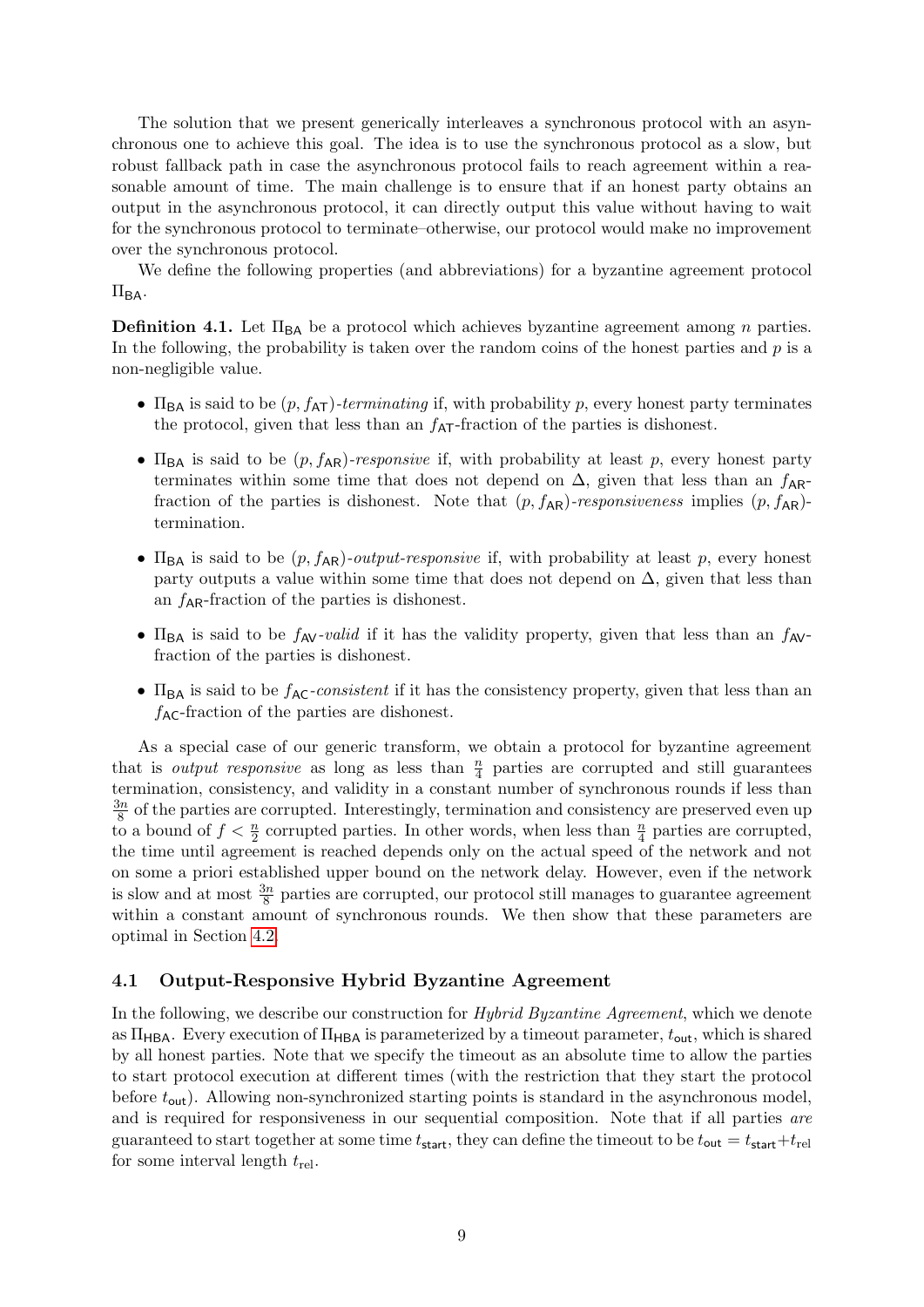The solution that we present generically interleaves a synchronous protocol with an asynchronous one to achieve this goal. The idea is to use the synchronous protocol as a slow, but robust fallback path in case the asynchronous protocol fails to reach agreement within a reasonable amount of time. The main challenge is to ensure that if an honest party obtains an output in the asynchronous protocol, it can directly output this value without having to wait for the synchronous protocol to terminate–otherwise, our protocol would make no improvement over the synchronous protocol.

We define the following properties (and abbreviations) for a byzantine agreement protocol $\Pi_{\mathsf{BA}}$.

**Definition 4.1.** Let $\Pi_{\mathsf{BA}}$ be a protocol which achieves byzantine agreement among $n$ parties. In the following, the probability is taken over the random coins of the honest parties and $p$ is a non-negligible value.

- $\Pi_{\mathsf{BA}}$ is said to be $(p, f_{\mathsf{AT}})$-*terminating* if, with probability $p$, every honest party terminates the protocol, given that less than an $f_{\mathsf{AT}}$-fraction of the parties is dishonest.
- $\Pi_{\mathsf{BA}}$ is said to be $(p, f_{\mathsf{AR}})$-*responsive* if, with probability at least $p$, every honest party terminates within some time that does not depend on $\Delta$, given that less than an $f_{\mathsf{AR}}$-fraction of the parties is dishonest. Note that $(p, f_{\mathsf{AR}})$-*responsiveness* implies $(p, f_{\mathsf{AR}})$-termination.
- $\Pi_{\mathsf{BA}}$ is said to be $(p, f_{\mathsf{AR}})$-*output-responsive* if, with probability at least $p$, every honest party outputs a value within some time that does not depend on $\Delta$, given that less than an $f_{\mathsf{AR}}$-fraction of the parties is dishonest.
- $\Pi_{\mathsf{BA}}$ is said to be $f_{\mathsf{AV}}$-*valid* if it has the validity property, given that less than an $f_{\mathsf{AV}}$-fraction of the parties is dishonest.
- $\Pi_{\mathsf{BA}}$ is said to be $f_{\mathsf{AC}}$-*consistent* if it has the consistency property, given that less than an $f_{\mathsf{AC}}$-fraction of the parties are dishonest.

As a special case of our generic transform, we obtain a protocol for byzantine agreement that is *output responsive* as long as less than $\frac{n}{4}$ parties are corrupted and still guarantees termination, consistency, and validity in a constant number of synchronous rounds if less than $\frac{3n}{8}$ of the parties are corrupted. Interestingly, termination and consistency are preserved even up to a bound of $f < \frac{n}{2}$ corrupted parties. In other words, when less than $\frac{n}{4}$ parties are corrupted, the time until agreement is reached depends only on the actual speed of the network and not on some a priori established upper bound on the network delay. However, even if the network is slow and at most $\frac{3n}{8}$ parties are corrupted, our protocol still manages to guarantee agreement within a constant amount of synchronous rounds. We then show that these parameters are optimal in Section 4.2.

### 4.1 Output-Responsive Hybrid Byzantine Agreement

In the following, we describe our construction for *Hybrid Byzantine Agreement*, which we denote as $\Pi_{\mathsf{HBA}}$. Every execution of $\Pi_{\mathsf{HBA}}$ is parameterized by a timeout parameter, $t_{\mathsf{out}}$, which is shared by all honest parties. Note that we specify the timeout as an absolute time to allow the parties to start protocol execution at different times (with the restriction that they start the protocol before $t_{\mathsf{out}}$). Allowing non-synchronized starting points is standard in the asynchronous model, and is required for responsiveness in our sequential composition. Note that if all parties *are* guaranteed to start together at some time $t_{\mathsf{start}}$, they can define the timeout to be $t_{\mathsf{out}} = t_{\mathsf{start}} + t_{\mathrm{rel}}$ for some interval length $t_{\mathrm{rel}}$.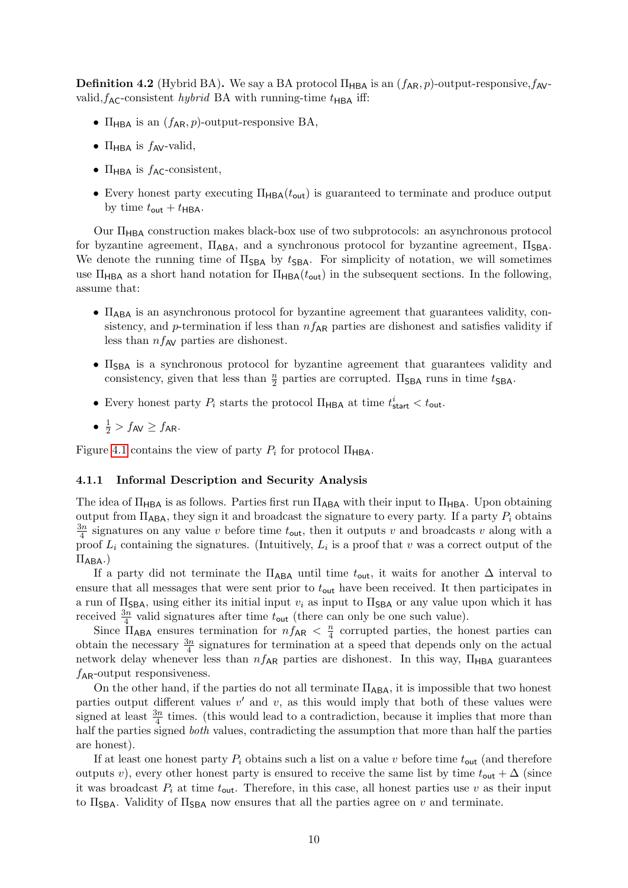**Definition 4.2** (Hybrid BA)**.** We say a BA protocol $\Pi_{\mathsf{HBA}}$ is an $(f_{\mathsf{AR}}, p)$-output-responsive,$f_{\mathsf{AV}}$-valid,$f_{\mathsf{AC}}$-consistent *hybrid* BA with running-time $t_{\mathsf{HBA}}$ iff:

- $\Pi_{\mathsf{HBA}}$ is an $(f_{\mathsf{AR}}, p)$-output-responsive BA,
- $\Pi_{\mathsf{HBA}}$ is $f_{\mathsf{AV}}$-valid,
- $\Pi_{\mathsf{HBA}}$ is $f_{\mathsf{AC}}$-consistent,
- Every honest party executing $\Pi_{\mathsf{HBA}}(t_{\mathsf{out}})$ is guaranteed to terminate and produce output by time $t_{\mathsf{out}} + t_{\mathsf{HBA}}$.

Our $\Pi_{\mathsf{HBA}}$ construction makes black-box use of two subprotocols: an asynchronous protocol for byzantine agreement, $\Pi_{\mathsf{ABA}}$, and a synchronous protocol for byzantine agreement, $\Pi_{\mathsf{SBA}}$. We denote the running time of $\Pi_{\mathsf{SBA}}$ by $t_{\mathsf{SBA}}$. For simplicity of notation, we will sometimes use $\Pi_{\mathsf{HBA}}$ as a short hand notation for $\Pi_{\mathsf{HBA}}(t_{\mathsf{out}})$ in the subsequent sections. In the following, assume that:

- $\Pi_{\mathsf{ABA}}$ is an asynchronous protocol for byzantine agreement that guarantees validity, consistency, and $p$-termination if less than $nf_{\mathsf{AR}}$ parties are dishonest and satisfies validity if less than $nf_{\mathsf{AV}}$ parties are dishonest.
- $\Pi_{\mathsf{SBA}}$ is a synchronous protocol for byzantine agreement that guarantees validity and consistency, given that less than $\frac{n}{2}$ parties are corrupted. $\Pi_{\mathsf{SBA}}$ runs in time $t_{\mathsf{SBA}}$.
- Every honest party $P_i$ starts the protocol $\Pi_{\mathsf{HBA}}$ at time $t^i_{\mathsf{start}} < t_{\mathsf{out}}$.
- $\frac{1}{2} > f_{\mathsf{AV}} \geq f_{\mathsf{AR}}$.

Figure 4.1 contains the view of party $P_i$ for protocol $\Pi_{\mathsf{HBA}}$.

### 4.1.1 Informal Description and Security Analysis

The idea of $\Pi_{\mathsf{HBA}}$ is as follows. Parties first run $\Pi_{\mathsf{ABA}}$ with their input to $\Pi_{\mathsf{HBA}}$. Upon obtaining output from $\Pi_{\mathsf{ABA}}$, they sign it and broadcast the signature to every party. If a party $P_i$ obtains $\frac{3n}{4}$ signatures on any value $v$ before time $t_{\mathsf{out}}$, then it outputs $v$ and broadcasts $v$ along with a proof $L_i$ containing the signatures. (Intuitively, $L_i$ is a proof that $v$ was a correct output of the $\Pi_{\mathsf{ABA}}$.)

If a party did not terminate the $\Pi_{\mathsf{ABA}}$ until time $t_{\mathsf{out}}$, it waits for another $\Delta$ interval to ensure that all messages that were sent prior to $t_{\mathsf{out}}$ have been received. It then participates in a run of $\Pi_{\mathsf{SBA}}$, using either its initial input $v_i$ as input to $\Pi_{\mathsf{SBA}}$ or any value upon which it has received $\frac{3n}{4}$ valid signatures after time $t_{\mathsf{out}}$ (there can only be one such value).

Since $\Pi_{\mathsf{ABA}}$ ensures termination for $nf_{\mathsf{AR}} < \frac{n}{4}$ corrupted parties, the honest parties can obtain the necessary $\frac{3n}{4}$ signatures for termination at a speed that depends only on the actual network delay whenever less than $nf_{\mathsf{AR}}$ parties are dishonest. In this way, $\Pi_{\mathsf{HBA}}$ guarantees $f_{\mathsf{AR}}$-output responsiveness.

On the other hand, if the parties do not all terminate $\Pi_{\mathsf{ABA}}$, it is impossible that two honest parties output different values $v'$ and $v$, as this would imply that both of these values were signed at least $\frac{3n}{4}$ times. (this would lead to a contradiction, because it implies that more than half the parties signed *both* values, contradicting the assumption that more than half the parties are honest).

If at least one honest party $P_i$ obtains such a list on a value $v$ before time $t_{\mathsf{out}}$ (and therefore outputs $v$), every other honest party is ensured to receive the same list by time $t_{\mathsf{out}} + \Delta$ (since it was broadcast $P_i$ at time $t_{\mathsf{out}}$. Therefore, in this case, all honest parties use $v$ as their input to $\Pi_{\mathsf{SBA}}$. Validity of $\Pi_{\mathsf{SBA}}$ now ensures that all the parties agree on $v$ and terminate.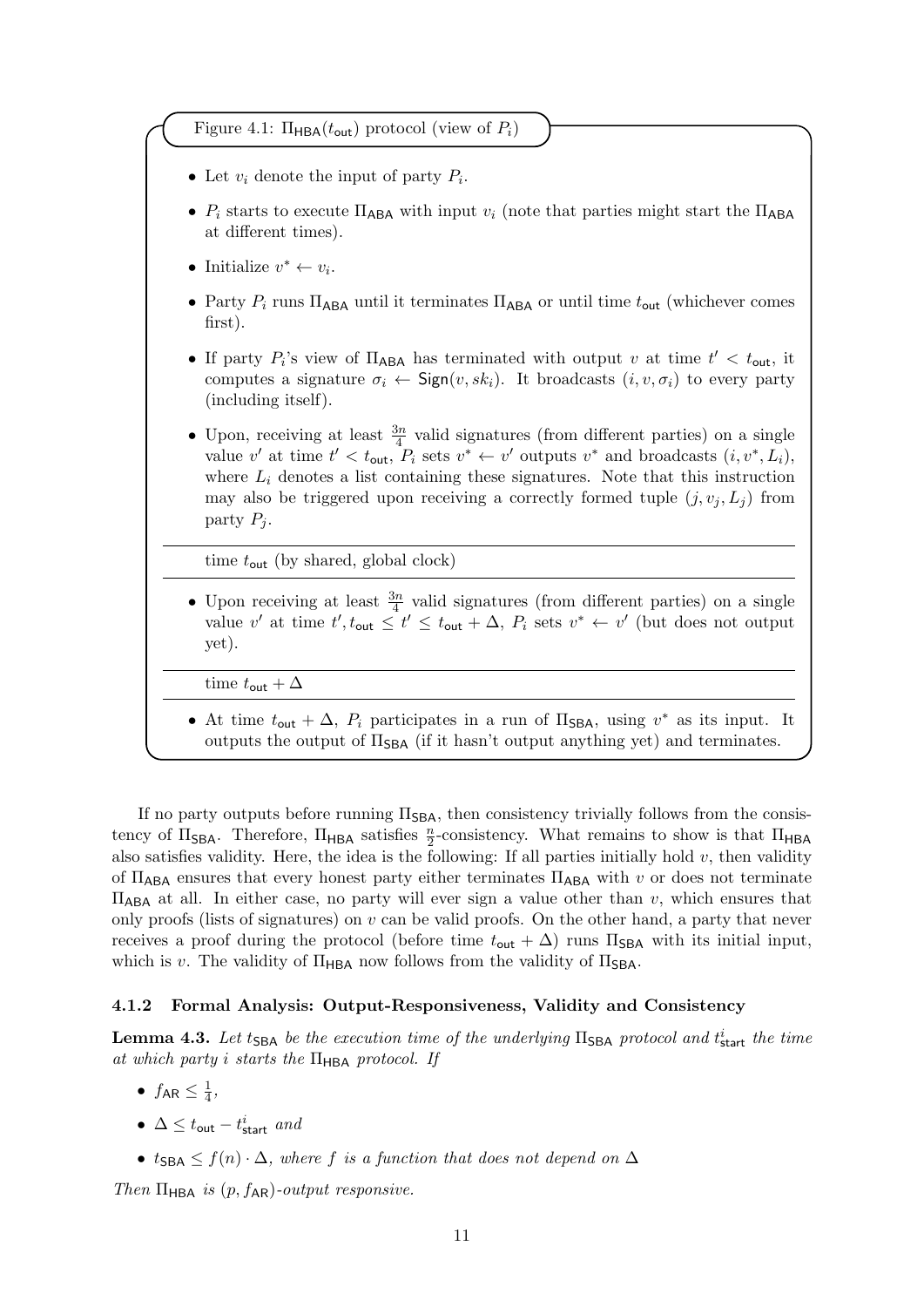Figure 4.1: $\Pi_{\mathsf{HBA}}(t_{\mathsf{out}})$ protocol (view of $P_i$)

- Let $v_i$ denote the input of party $P_i$.
- $P_i$ starts to execute $\Pi_{\mathsf{ABA}}$ with input $v_i$ (note that parties might start the $\Pi_{\mathsf{ABA}}$ at different times).
- Initialize $v^* \leftarrow v_i$.
- Party $P_i$ runs $\Pi_{\mathsf{ABA}}$ until it terminates $\Pi_{\mathsf{ABA}}$ or until time $t_{\mathsf{out}}$ (whichever comes first).
- If party $P_i$'s view of $\Pi_{\mathsf{ABA}}$ has terminated with output $v$ at time $t' < t_{\mathsf{out}}$, it computes a signature $\sigma_i \leftarrow \mathsf{Sign}(v, sk_i)$. It broadcasts $(i, v, \sigma_i)$ to every party (including itself).
- Upon, receiving at least $\frac{3n}{4}$ valid signatures (from different parties) on a single value $v'$ at time $t' < t_{\mathsf{out}}$, $P_i$ sets $v^* \leftarrow v'$ outputs $v^*$ and broadcasts $(i, v^*, L_i)$, where $L_i$ denotes a list containing these signatures. Note that this instruction may also be triggered upon receiving a correctly formed tuple $(j, v_j, L_j)$ from party $P_j$.

time $t_{\mathsf{out}}$ (by shared, global clock)

- Upon receiving at least $\frac{3n}{4}$ valid signatures (from different parties) on a single value $v'$ at time $t', t_{\mathsf{out}} \leq t' \leq t_{\mathsf{out}} + \Delta$, $P_i$ sets $v^* \leftarrow v'$ (but does not output yet).

time $t_{\mathsf{out}} + \Delta$

- At time $t_{\mathsf{out}} + \Delta$, $P_i$ participates in a run of $\Pi_{\mathsf{SBA}}$, using $v^*$ as its input. It outputs the output of $\Pi_{\mathsf{SBA}}$ (if it hasn't output anything yet) and terminates.

If no party outputs before running $\Pi_{\mathsf{SBA}}$, then consistency trivially follows from the consistency of $\Pi_{\mathsf{SBA}}$. Therefore, $\Pi_{\mathsf{HBA}}$ satisfies $\frac{n}{2}$-consistency. What remains to show is that $\Pi_{\mathsf{HBA}}$ also satisfies validity. Here, the idea is the following: If all parties initially hold $v$, then validity of $\Pi_{\mathsf{ABA}}$ ensures that every honest party either terminates $\Pi_{\mathsf{ABA}}$ with $v$ or does not terminate $\Pi_{\mathsf{ABA}}$ at all. In either case, no party will ever sign a value other than $v$, which ensures that only proofs (lists of signatures) on $v$ can be valid proofs. On the other hand, a party that never receives a proof during the protocol (before time $t_{\mathsf{out}} + \Delta$) runs $\Pi_{\mathsf{SBA}}$ with its initial input, which is $v$. The validity of $\Pi_{\mathsf{HBA}}$ now follows from the validity of $\Pi_{\mathsf{SBA}}$.

### 4.1.2 Formal Analysis: Output-Responsiveness, Validity and Consistency

**Lemma 4.3.** *Let $t_{\mathsf{SBA}}$ be the execution time of the underlying $\Pi_{\mathsf{SBA}}$ protocol and $t^i_{\mathsf{start}}$ the time at which party $i$ starts the $\Pi_{\mathsf{HBA}}$ protocol. If*

- $f_{\mathsf{AR}} \leq \frac{1}{4}$,
- $\Delta \leq t_{\mathsf{out}} - t^i_{\mathsf{start}}$ *and*
- $t_{\mathsf{SBA}} \leq f(n) \cdot \Delta$, *where $f$ is a function that does not depend on $\Delta$*

*Then $\Pi_{\mathsf{HBA}}$ is $(p, f_{\mathsf{AR}})$-output responsive.*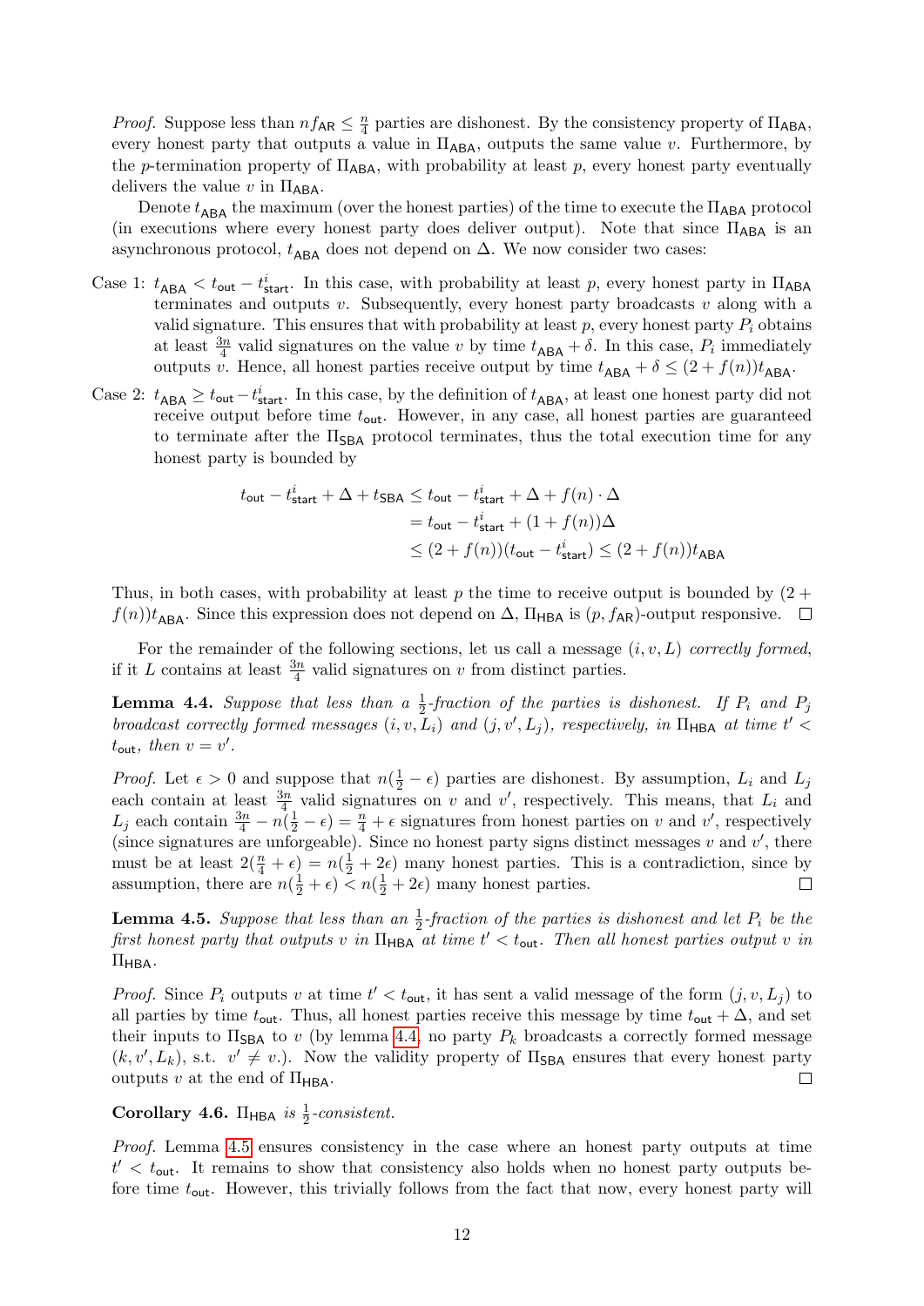*Proof.* Suppose less than $nf_{\mathsf{AR}} \leq \frac{n}{4}$ parties are dishonest. By the consistency property of $\Pi_{\mathsf{ABA}}$, every honest party that outputs a value in $\Pi_{\mathsf{ABA}}$, outputs the same value $v$. Furthermore, by the $p$-termination property of $\Pi_{\mathsf{ABA}}$, with probability at least $p$, every honest party eventually delivers the value $v$ in $\Pi_{\mathsf{ABA}}$.

Denote $t_{\mathsf{ABA}}$ the maximum (over the honest parties) of the time to execute the $\Pi_{\mathsf{ABA}}$ protocol (in executions where every honest party does deliver output). Note that since $\Pi_{\mathsf{ABA}}$ is an asynchronous protocol, $t_{\mathsf{ABA}}$ does not depend on $\Delta$. We now consider two cases:

Case 1: $t_{\mathsf{ABA}} < t_{\mathsf{out}} - t^i_{\mathsf{start}}$. In this case, with probability at least $p$, every honest party in $\Pi_{\mathsf{ABA}}$ terminates and outputs $v$. Subsequently, every honest party broadcasts $v$ along with a valid signature. This ensures that with probability at least $p$, every honest party $P_i$ obtains at least $\frac{3n}{4}$ valid signatures on the value $v$ by time $t_{\mathsf{ABA}} + \delta$. In this case, $P_i$ immediately outputs $v$. Hence, all honest parties receive output by time $t_{\mathsf{ABA}} + \delta \leq (2 + f(n))t_{\mathsf{ABA}}$.

Case 2: $t_{\mathsf{ABA}} \geq t_{\mathsf{out}} - t^i_{\mathsf{start}}$. In this case, by the definition of $t_{\mathsf{ABA}}$, at least one honest party did not receive output before time $t_{\mathsf{out}}$. However, in any case, all honest parties are guaranteed to terminate after the $\Pi_{\mathsf{SBA}}$ protocol terminates, thus the total execution time for any honest party is bounded by

$$
\begin{aligned}
t_{\mathsf{out}} - t^i_{\mathsf{start}} + \Delta + t_{\mathsf{SBA}} &\leq t_{\mathsf{out}} - t^i_{\mathsf{start}} + \Delta + f(n) \cdot \Delta \\
&= t_{\mathsf{out}} - t^i_{\mathsf{start}} + (1 + f(n))\Delta \\
&\leq (2 + f(n))(t_{\mathsf{out}} - t^i_{\mathsf{start}}) \leq (2 + f(n))t_{\mathsf{ABA}}
\end{aligned}
$$

Thus, in both cases, with probability at least $p$ the time to receive output is bounded by $(2 + f(n))t_{\mathsf{ABA}}$. Since this expression does not depend on $\Delta$, $\Pi_{\mathsf{HBA}}$ is $(p, f_{\mathsf{AR}})$-output responsive. □

For the remainder of the following sections, let us call a message $(i, v, L)$ *correctly formed*, if it $L$ contains at least $\frac{3n}{4}$ valid signatures on $v$ from distinct parties.

**Lemma 4.4.** *Suppose that less than a $\frac{1}{2}$-fraction of the parties is dishonest. If $P_i$ and $P_j$ broadcast correctly formed messages $(i, v, L_i)$ and $(j, v', L_j)$, respectively, in $\Pi_{\mathsf{HBA}}$ at time $t' < t_{\mathsf{out}}$, then $v = v'$.*

*Proof.* Let $\epsilon > 0$ and suppose that $n(\frac{1}{2} - \epsilon)$ parties are dishonest. By assumption, $L_i$ and $L_j$ each contain at least $\frac{3n}{4}$ valid signatures on $v$ and $v'$, respectively. This means, that $L_i$ and $L_j$ each contain $\frac{3n}{4} - n(\frac{1}{2} - \epsilon) = \frac{n}{4} + \epsilon$ signatures from honest parties on $v$ and $v'$, respectively (since signatures are unforgeable). Since no honest party signs distinct messages $v$ and $v'$, there must be at least $2(\frac{n}{4} + \epsilon) = n(\frac{1}{2} + 2\epsilon)$ many honest parties. This is a contradiction, since by assumption, there are $n(\frac{1}{2} + \epsilon) < n(\frac{1}{2} + 2\epsilon)$ many honest parties. □

**Lemma 4.5.** *Suppose that less than an $\frac{1}{2}$-fraction of the parties is dishonest and let $P_i$ be the first honest party that outputs $v$ in $\Pi_{\mathsf{HBA}}$ at time $t' < t_{\mathsf{out}}$. Then all honest parties output $v$ in $\Pi_{\mathsf{HBA}}$.*

*Proof.* Since $P_i$ outputs $v$ at time $t' < t_{\mathsf{out}}$, it has sent a valid message of the form $(j, v, L_j)$ to all parties by time $t_{\mathsf{out}}$. Thus, all honest parties receive this message by time $t_{\mathsf{out}} + \Delta$, and set their inputs to $\Pi_{\mathsf{SBA}}$ to $v$ (by lemma 4.4, no party $P_k$ broadcasts a correctly formed message $(k, v', L_k)$, s.t. $v' \neq v$.). Now the validity property of $\Pi_{\mathsf{SBA}}$ ensures that every honest party outputs $v$ at the end of $\Pi_{\mathsf{HBA}}$. □

**Corollary 4.6.** *$\Pi_{\mathsf{HBA}}$ is $\frac{1}{2}$-consistent.*

*Proof.* Lemma 4.5 ensures consistency in the case where an honest party outputs at time $t' < t_{\mathsf{out}}$. It remains to show that consistency also holds when no honest party outputs before time $t_{\mathsf{out}}$. However, this trivially follows from the fact that now, every honest party will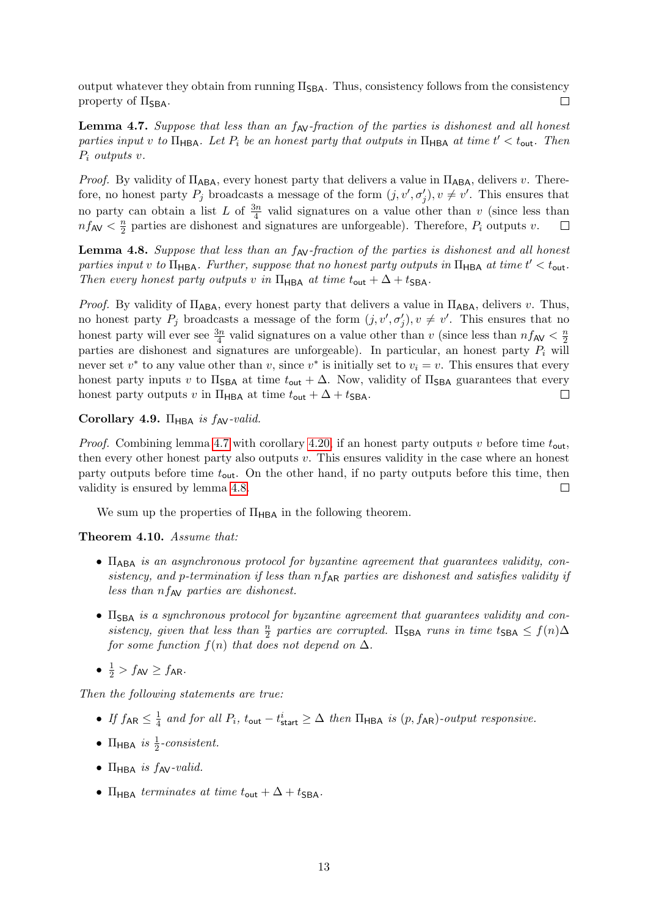output whatever they obtain from running $\Pi_{\mathsf{SBA}}$. Thus, consistency follows from the consistency property of $\Pi_{\mathsf{SBA}}$. ☐

**Lemma 4.7.** *Suppose that less than an $f_{\mathsf{AV}}$-fraction of the parties is dishonest and all honest parties input $v$ to $\Pi_{\mathsf{HBA}}$. Let $P_i$ be an honest party that outputs in $\Pi_{\mathsf{HBA}}$ at time $t' < t_{\mathsf{out}}$. Then $P_i$ outputs $v$.*

*Proof.* By validity of $\Pi_{\mathsf{ABA}}$, every honest party that delivers a value in $\Pi_{\mathsf{ABA}}$, delivers $v$. Therefore, no honest party $P_j$ broadcasts a message of the form $(j, v', \sigma_j'), v \neq v'$. This ensures that no party can obtain a list $L$ of $\frac{3n}{4}$ valid signatures on a value other than $v$ (since less than $nf_{\mathsf{AV}} < \frac{n}{2}$ parties are dishonest and signatures are unforgeable). Therefore, $P_i$ outputs $v$. ☐

**Lemma 4.8.** *Suppose that less than an $f_{\mathsf{AV}}$-fraction of the parties is dishonest and all honest parties input $v$ to $\Pi_{\mathsf{HBA}}$. Further, suppose that no honest party outputs in $\Pi_{\mathsf{HBA}}$ at time $t' < t_{\mathsf{out}}$. Then every honest party outputs $v$ in $\Pi_{\mathsf{HBA}}$ at time $t_{\mathsf{out}} + \Delta + t_{\mathsf{SBA}}$.*

*Proof.* By validity of $\Pi_{\mathsf{ABA}}$, every honest party that delivers a value in $\Pi_{\mathsf{ABA}}$, delivers $v$. Thus, no honest party $P_j$ broadcasts a message of the form $(j, v', \sigma_j'), v \neq v'$. This ensures that no honest party will ever see $\frac{3n}{4}$ valid signatures on a value other than $v$ (since less than $nf_{\mathsf{AV}} < \frac{n}{2}$ parties are dishonest and signatures are unforgeable). In particular, an honest party $P_i$ will never set $v^*$ to any value other than $v$, since $v^*$ is initially set to $v_i = v$. This ensures that every honest party inputs $v$ to $\Pi_{\mathsf{SBA}}$ at time $t_{\mathsf{out}} + \Delta$. Now, validity of $\Pi_{\mathsf{SBA}}$ guarantees that every honest party outputs $v$ in $\Pi_{\mathsf{HBA}}$ at time $t_{\mathsf{out}} + \Delta + t_{\mathsf{SBA}}$. ☐

**Corollary 4.9.** *$\Pi_{\mathsf{HBA}}$ is $f_{\mathsf{AV}}$-valid.*

*Proof.* Combining lemma 4.7 with corollary 4.20, if an honest party outputs $v$ before time $t_{\mathsf{out}}$, then every other honest party also outputs $v$. This ensures validity in the case where an honest party outputs before time $t_{\mathsf{out}}$. On the other hand, if no party outputs before this time, then validity is ensured by lemma 4.8. ☐

We sum up the properties of $\Pi_{\mathsf{HBA}}$ in the following theorem.

**Theorem 4.10.** *Assume that:*

- *$\Pi_{\mathsf{ABA}}$ is an asynchronous protocol for byzantine agreement that guarantees validity, consistency, and $p$-termination if less than $nf_{\mathsf{AR}}$ parties are dishonest and satisfies validity if less than $nf_{\mathsf{AV}}$ parties are dishonest.*
- *$\Pi_{\mathsf{SBA}}$ is a synchronous protocol for byzantine agreement that guarantees validity and consistency, given that less than $\frac{n}{2}$ parties are corrupted. $\Pi_{\mathsf{SBA}}$ runs in time $t_{\mathsf{SBA}} \leq f(n)\Delta$ for some function $f(n)$ that does not depend on $\Delta$.*
- *$\frac{1}{2} > f_{\mathsf{AV}} \geq f_{\mathsf{AR}}$.*

*Then the following statements are true:*

- *If $f_{\mathsf{AR}} \leq \frac{1}{4}$ and for all $P_i$, $t_{\mathsf{out}} - t^i_{\mathsf{start}} \geq \Delta$ then $\Pi_{\mathsf{HBA}}$ is $(p, f_{\mathsf{AR}})$-output responsive.*
- *$\Pi_{\mathsf{HBA}}$ is $\frac{1}{2}$-consistent.*
- *$\Pi_{\mathsf{HBA}}$ is $f_{\mathsf{AV}}$-valid.*
- *$\Pi_{\mathsf{HBA}}$ terminates at time $t_{\mathsf{out}} + \Delta + t_{\mathsf{SBA}}$.*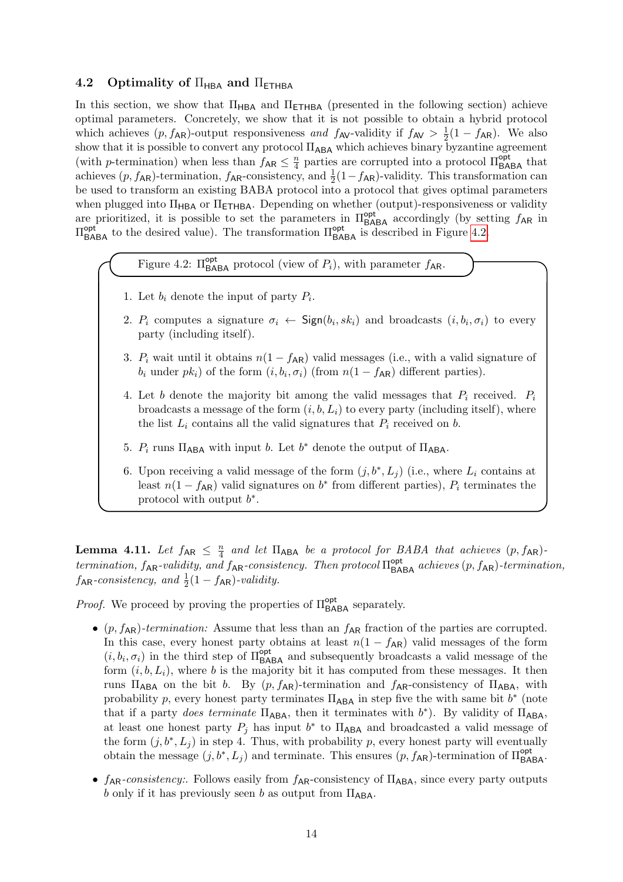### 4.2 Optimality of $\Pi_{\mathsf{HBA}}$ and $\Pi_{\mathsf{ETHBA}}$

In this section, we show that $\Pi_{\mathsf{HBA}}$ and $\Pi_{\mathsf{ETHBA}}$ (presented in the following section) achieve optimal parameters. Concretely, we show that it is not possible to obtain a hybrid protocol which achieves $(p, f_{\mathsf{AR}})$-output responsiveness *and* $f_{\mathsf{AV}}$-validity if $f_{\mathsf{AV}} > \frac{1}{2}(1 - f_{\mathsf{AR}})$. We also show that it is possible to convert any protocol $\Pi_{\mathsf{ABA}}$ which achieves binary byzantine agreement (with $p$-termination) when less than $f_{\mathsf{AR}} \leq \frac{n}{4}$ parties are corrupted into a protocol $\Pi^{\mathsf{opt}}_{\mathsf{BABA}}$ that achieves $(p, f_{\mathsf{AR}})$-termination, $f_{\mathsf{AR}}$-consistency, and $\frac{1}{2}(1 - f_{\mathsf{AR}})$-validity. This transformation can be used to transform an existing BABA protocol into a protocol that gives optimal parameters when plugged into $\Pi_{\mathsf{HBA}}$ or $\Pi_{\mathsf{ETHBA}}$. Depending on whether (output)-responsiveness or validity are prioritized, it is possible to set the parameters in $\Pi^{\mathsf{opt}}_{\mathsf{BABA}}$ accordingly (by setting $f_{\mathsf{AR}}$ in $\Pi^{\mathsf{opt}}_{\mathsf{BABA}}$ to the desired value). The transformation $\Pi^{\mathsf{opt}}_{\mathsf{BABA}}$ is described in Figure 4.2.

Figure 4.2: $\Pi^{\mathsf{opt}}_{\mathsf{BABA}}$ protocol (view of $P_i$), with parameter $f_{\mathsf{AR}}$.

1. Let $b_i$ denote the input of party $P_i$.
2. $P_i$ computes a signature $\sigma_i \leftarrow \mathsf{Sign}(b_i, sk_i)$ and broadcasts $(i, b_i, \sigma_i)$ to every party (including itself).
3. $P_i$ wait until it obtains $n(1 - f_{\mathsf{AR}})$ valid messages (i.e., with a valid signature of $b_i$ under $pk_i$) of the form $(i, b_i, \sigma_i)$ (from $n(1 - f_{\mathsf{AR}})$ different parties).
4. Let $b$ denote the majority bit among the valid messages that $P_i$ received. $P_i$ broadcasts a message of the form $(i, b, L_i)$ to every party (including itself), where the list $L_i$ contains all the valid signatures that $P_i$ received on $b$.
5. $P_i$ runs $\Pi_{\mathsf{ABA}}$ with input $b$. Let $b^*$ denote the output of $\Pi_{\mathsf{ABA}}$.
6. Upon receiving a valid message of the form $(j, b^*, L_j)$ (i.e., where $L_i$ contains at least $n(1 - f_{\mathsf{AR}})$ valid signatures on $b^*$ from different parties), $P_i$ terminates the protocol with output $b^*$.

**Lemma 4.11.** *Let $f_{\mathsf{AR}} \leq \frac{n}{4}$ and let $\Pi_{\mathsf{ABA}}$ be a protocol for BABA that achieves $(p, f_{\mathsf{AR}})$-termination, $f_{\mathsf{AR}}$-validity, and $f_{\mathsf{AR}}$-consistency. Then protocol $\Pi^{\mathsf{opt}}_{\mathsf{BABA}}$ achieves $(p, f_{\mathsf{AR}})$-termination, $f_{\mathsf{AR}}$-consistency, and $\frac{1}{2}(1 - f_{\mathsf{AR}})$-validity.*

*Proof.* We proceed by proving the properties of $\Pi^{\mathsf{opt}}_{\mathsf{BABA}}$ separately.

- $(p, f_{\mathsf{AR}})$*-termination:* Assume that less than an $f_{\mathsf{AR}}$ fraction of the parties are corrupted. In this case, every honest party obtains at least $n(1 - f_{\mathsf{AR}})$ valid messages of the form $(i, b_i, \sigma_i)$ in the third step of $\Pi^{\mathsf{opt}}_{\mathsf{BABA}}$ and subsequently broadcasts a valid message of the form $(i, b, L_i)$, where $b$ is the majority bit it has computed from these messages. It then runs $\Pi_{\mathsf{ABA}}$ on the bit $b$. By $(p, f_{\mathsf{AR}})$-termination and $f_{\mathsf{AR}}$-consistency of $\Pi_{\mathsf{ABA}}$, with probability $p$, every honest party terminates $\Pi_{\mathsf{ABA}}$ in step five the with same bit $b^*$ (note that if a party *does terminate* $\Pi_{\mathsf{ABA}}$, then it terminates with $b^*$). By validity of $\Pi_{\mathsf{ABA}}$, at least one honest party $P_j$ has input $b^*$ to $\Pi_{\mathsf{ABA}}$ and broadcasted a valid message of the form $(j, b^*, L_j)$ in step 4. Thus, with probability $p$, every honest party will eventually obtain the message $(j, b^*, L_j)$ and terminate. This ensures $(p, f_{\mathsf{AR}})$-termination of $\Pi^{\mathsf{opt}}_{\mathsf{BABA}}$.
- $f_{\mathsf{AR}}$*-consistency:*. Follows easily from $f_{\mathsf{AR}}$-consistency of $\Pi_{\mathsf{ABA}}$, since every party outputs $b$ only if it has previously seen $b$ as output from $\Pi_{\mathsf{ABA}}$.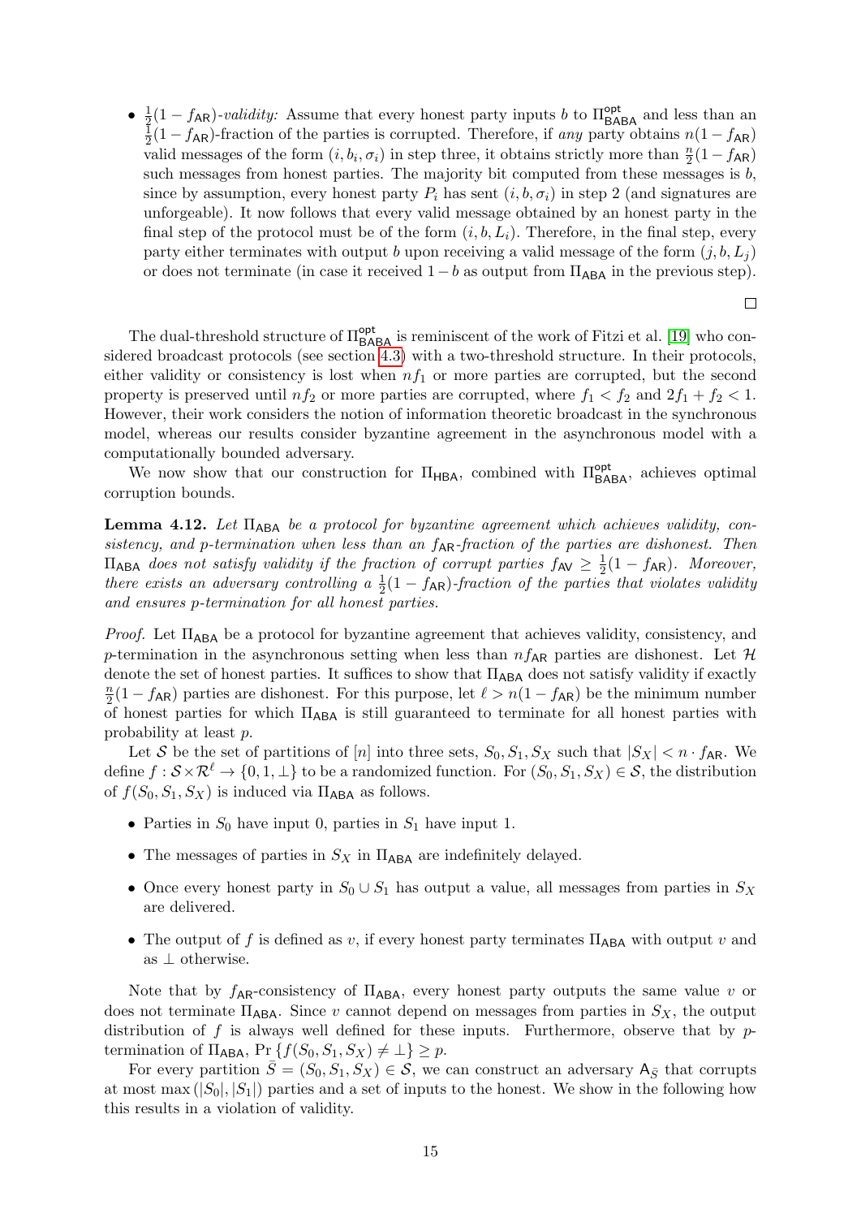- $\frac{1}{2}(1 - f_{\mathsf{AR}})$-*validity:* Assume that every honest party inputs $b$ to $\Pi^{\mathsf{opt}}_{\mathsf{BABA}}$ and less than an $\frac{1}{2}(1 - f_{\mathsf{AR}})$-fraction of the parties is corrupted. Therefore, if *any* party obtains $n(1 - f_{\mathsf{AR}})$ valid messages of the form $(i, b_i, \sigma_i)$ in step three, it obtains strictly more than $\frac{n}{2}(1 - f_{\mathsf{AR}})$ such messages from honest parties. The majority bit computed from these messages is $b$, since by assumption, every honest party $P_i$ has sent $(i, b, \sigma_i)$ in step 2 (and signatures are unforgeable). It now follows that every valid message obtained by an honest party in the final step of the protocol must be of the form $(i, b, L_i)$. Therefore, in the final step, every party either terminates with output $b$ upon receiving a valid message of the form $(j, b, L_j)$ or does not terminate (in case it received $1 - b$ as output from $\Pi_{\mathsf{ABA}}$ in the previous step).

□

The dual-threshold structure of $\Pi^{\mathsf{opt}}_{\mathsf{BABA}}$ is reminiscent of the work of Fitzi et al. [19] who considered broadcast protocols (see section 4.3) with a two-threshold structure. In their protocols, either validity or consistency is lost when $nf_1$ or more parties are corrupted, but the second property is preserved until $nf_2$ or more parties are corrupted, where $f_1 < f_2$ and $2f_1 + f_2 < 1$. However, their work considers the notion of information theoretic broadcast in the synchronous model, whereas our results consider byzantine agreement in the asynchronous model with a computationally bounded adversary.

We now show that our construction for $\Pi_{\mathsf{HBA}}$, combined with $\Pi^{\mathsf{opt}}_{\mathsf{BABA}}$, achieves optimal corruption bounds.

**Lemma 4.12.** *Let $\Pi_{\mathsf{ABA}}$ be a protocol for byzantine agreement which achieves validity, consistency, and $p$-termination when less than an $f_{\mathsf{AR}}$-fraction of the parties are dishonest. Then $\Pi_{\mathsf{ABA}}$ does not satisfy validity if the fraction of corrupt parties $f_{\mathsf{AV}} \geq \frac{1}{2}(1 - f_{\mathsf{AR}})$. Moreover, there exists an adversary controlling a $\frac{1}{2}(1 - f_{\mathsf{AR}})$-fraction of the parties that violates validity and ensures $p$-termination for all honest parties.*

*Proof.* Let $\Pi_{\mathsf{ABA}}$ be a protocol for byzantine agreement that achieves validity, consistency, and $p$-termination in the asynchronous setting when less than $nf_{\mathsf{AR}}$ parties are dishonest. Let $\mathcal{H}$ denote the set of honest parties. It suffices to show that $\Pi_{\mathsf{ABA}}$ does not satisfy validity if exactly $\frac{n}{2}(1 - f_{\mathsf{AR}})$ parties are dishonest. For this purpose, let $\ell > n(1 - f_{\mathsf{AR}})$ be the minimum number of honest parties for which $\Pi_{\mathsf{ABA}}$ is still guaranteed to terminate for all honest parties with probability at least $p$.

Let $\mathcal{S}$ be the set of partitions of $[n]$ into three sets, $S_0, S_1, S_X$ such that $|S_X| < n \cdot f_{\mathsf{AR}}$. We define $f : \mathcal{S} \times \mathcal{R}^\ell \to \{0, 1, \bot\}$ to be a randomized function. For $(S_0, S_1, S_X) \in \mathcal{S}$, the distribution of $f(S_0, S_1, S_X)$ is induced via $\Pi_{\mathsf{ABA}}$ as follows.

- Parties in $S_0$ have input 0, parties in $S_1$ have input 1.
- The messages of parties in $S_X$ in $\Pi_{\mathsf{ABA}}$ are indefinitely delayed.
- Once every honest party in $S_0 \cup S_1$ has output a value, all messages from parties in $S_X$ are delivered.
- The output of $f$ is defined as $v$, if every honest party terminates $\Pi_{\mathsf{ABA}}$ with output $v$ and as $\bot$ otherwise.

Note that by $f_{\mathsf{AR}}$-consistency of $\Pi_{\mathsf{ABA}}$, every honest party outputs the same value $v$ or does not terminate $\Pi_{\mathsf{ABA}}$. Since $v$ cannot depend on messages from parties in $S_X$, the output distribution of $f$ is always well defined for these inputs. Furthermore, observe that by $p$-termination of $\Pi_{\mathsf{ABA}}$, $\Pr\{f(S_0, S_1, S_X) \neq \bot\} \geq p$.

For every partition $\bar{S} = (S_0, S_1, S_X) \in \mathcal{S}$, we can construct an adversary $\mathsf{A}_{\bar{S}}$ that corrupts at most $\max(|S_0|, |S_1|)$ parties and a set of inputs to the honest. We show in the following how this results in a violation of validity.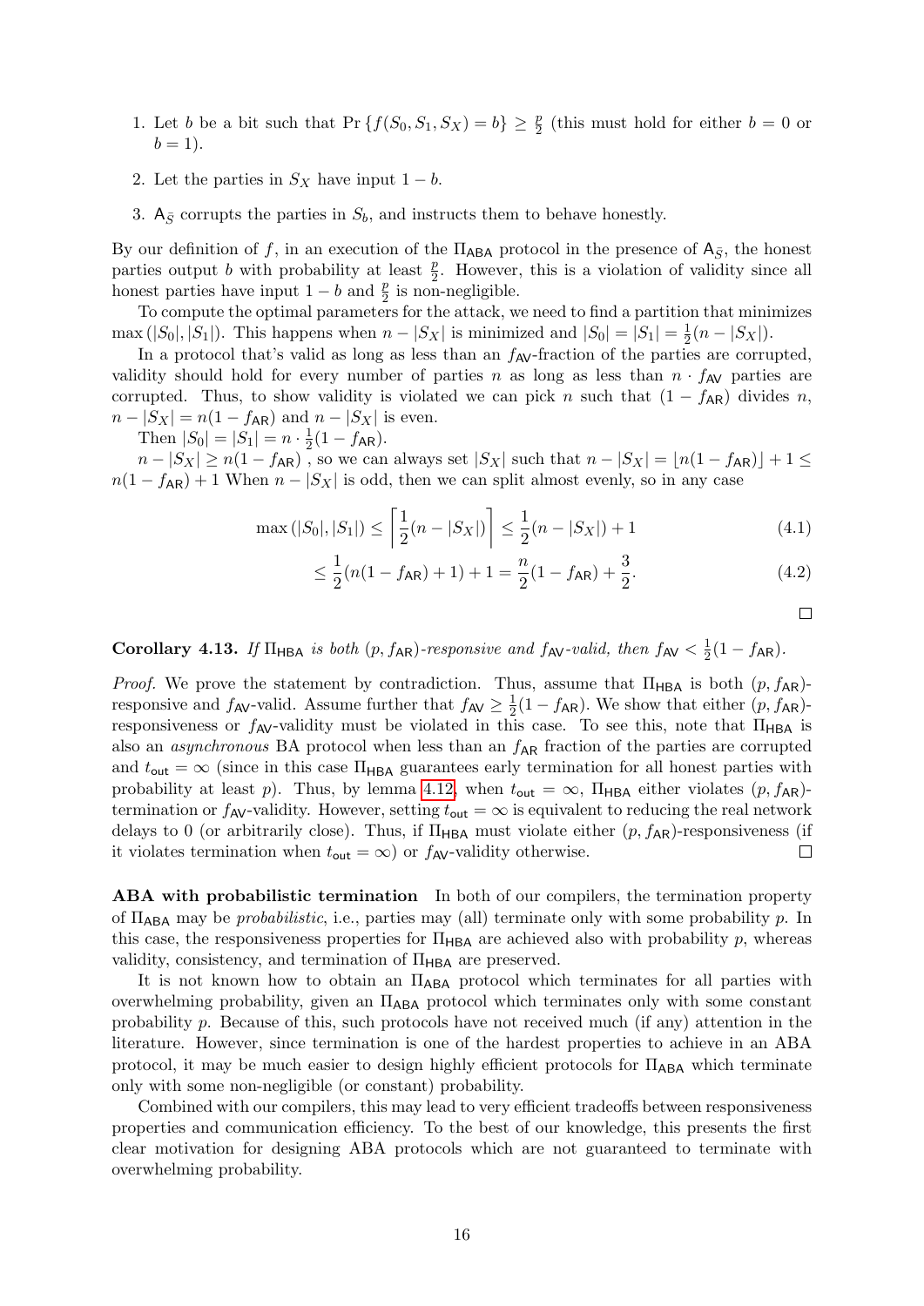1. Let $b$ be a bit such that $\Pr\{f(S_0, S_1, S_X) = b\} \geq \frac{p}{2}$ (this must hold for either $b = 0$ or $b = 1$).
2. Let the parties in $S_X$ have input $1 - b$.
3. $\mathsf{A}_{\bar{S}}$ corrupts the parties in $S_b$, and instructs them to behave honestly.

By our definition of $f$, in an execution of the $\Pi_{\mathsf{ABA}}$ protocol in the presence of $\mathsf{A}_{\bar{S}}$, the honest parties output $b$ with probability at least $\frac{p}{2}$. However, this is a violation of validity since all honest parties have input $1 - b$ and $\frac{p}{2}$ is non-negligible.

To compute the optimal parameters for the attack, we need to find a partition that minimizes $\max(|S_0|, |S_1|)$. This happens when $n - |S_X|$ is minimized and $|S_0| = |S_1| = \frac{1}{2}(n - |S_X|)$.

In a protocol that's valid as long as less than an $f_{\mathsf{AV}}$-fraction of the parties are corrupted, validity should hold for every number of parties $n$ as long as less than $n \cdot f_{\mathsf{AV}}$ parties are corrupted. Thus, to show validity is violated we can pick $n$ such that $(1 - f_{\mathsf{AR}})$ divides $n$, $n - |S_X| = n(1 - f_{\mathsf{AR}})$ and $n - |S_X|$ is even.

Then $|S_0| = |S_1| = n \cdot \frac{1}{2}(1 - f_{\mathsf{AR}})$.

$n - |S_X| \geq n(1 - f_{\mathsf{AR}})$ , so we can always set $|S_X|$ such that $n - |S_X| = \lfloor n(1 - f_{\mathsf{AR}}) \rfloor + 1 \leq n(1 - f_{\mathsf{AR}}) + 1$ When $n - |S_X|$ is odd, then we can split almost evenly, so in any case

$$\max(|S_0|, |S_1|) \leq \left\lceil \frac{1}{2}(n - |S_X|) \right\rceil \leq \frac{1}{2}(n - |S_X|) + 1 \tag{4.1}$$

$$\leq \frac{1}{2}(n(1 - f_{\mathsf{AR}}) + 1) + 1 = \frac{n}{2}(1 - f_{\mathsf{AR}}) + \frac{3}{2}. \tag{4.2}$$

□

**Corollary 4.13.** *If $\Pi_{\mathsf{HBA}}$ is both $(p, f_{\mathsf{AR}})$-responsive and $f_{\mathsf{AV}}$-valid, then $f_{\mathsf{AV}} < \frac{1}{2}(1 - f_{\mathsf{AR}})$.*

*Proof.* We prove the statement by contradiction. Thus, assume that $\Pi_{\mathsf{HBA}}$ is both $(p, f_{\mathsf{AR}})$-responsive and $f_{\mathsf{AV}}$-valid. Assume further that $f_{\mathsf{AV}} \geq \frac{1}{2}(1 - f_{\mathsf{AR}})$. We show that either $(p, f_{\mathsf{AR}})$-responsiveness or $f_{\mathsf{AV}}$-validity must be violated in this case. To see this, note that $\Pi_{\mathsf{HBA}}$ is also an *asynchronous* BA protocol when less than an $f_{\mathsf{AR}}$ fraction of the parties are corrupted and $t_{\mathsf{out}} = \infty$ (since in this case $\Pi_{\mathsf{HBA}}$ guarantees early termination for all honest parties with probability at least $p$). Thus, by lemma 4.12, when $t_{\mathsf{out}} = \infty$, $\Pi_{\mathsf{HBA}}$ either violates $(p, f_{\mathsf{AR}})$-termination or $f_{\mathsf{AV}}$-validity. However, setting $t_{\mathsf{out}} = \infty$ is equivalent to reducing the real network delays to 0 (or arbitrarily close). Thus, if $\Pi_{\mathsf{HBA}}$ must violate either $(p, f_{\mathsf{AR}})$-responsiveness (if it violates termination when $t_{\mathsf{out}} = \infty$) or $f_{\mathsf{AV}}$-validity otherwise. □

**ABA with probabilistic termination** In both of our compilers, the termination property of $\Pi_{\mathsf{ABA}}$ may be *probabilistic*, i.e., parties may (all) terminate only with some probability $p$. In this case, the responsiveness properties for $\Pi_{\mathsf{HBA}}$ are achieved also with probability $p$, whereas validity, consistency, and termination of $\Pi_{\mathsf{HBA}}$ are preserved.

It is not known how to obtain an $\Pi_{\mathsf{ABA}}$ protocol which terminates for all parties with overwhelming probability, given an $\Pi_{\mathsf{ABA}}$ protocol which terminates only with some constant probability $p$. Because of this, such protocols have not received much (if any) attention in the literature. However, since termination is one of the hardest properties to achieve in an ABA protocol, it may be much easier to design highly efficient protocols for $\Pi_{\mathsf{ABA}}$ which terminate only with some non-negligible (or constant) probability.

Combined with our compilers, this may lead to very efficient tradeoffs between responsiveness properties and communication efficiency. To the best of our knowledge, this presents the first clear motivation for designing ABA protocols which are not guaranteed to terminate with overwhelming probability.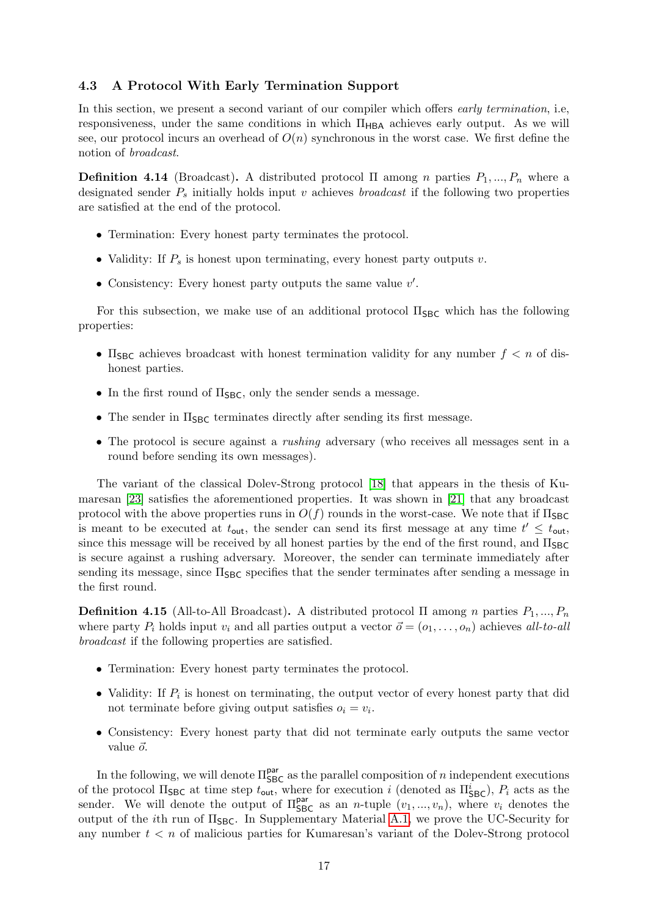### 4.3 A Protocol With Early Termination Support

In this section, we present a second variant of our compiler which offers *early termination*, i.e, responsiveness, under the same conditions in which $\Pi_{\mathsf{HBA}}$ achieves early output. As we will see, our protocol incurs an overhead of $O(n)$ synchronous in the worst case. We first define the notion of *broadcast*.

**Definition 4.14** (Broadcast)**.** A distributed protocol $\Pi$ among $n$ parties $P_1, ..., P_n$ where a designated sender $P_s$ initially holds input $v$ achieves *broadcast* if the following two properties are satisfied at the end of the protocol.

- Termination: Every honest party terminates the protocol.
- Validity: If $P_s$ is honest upon terminating, every honest party outputs $v$.
- Consistency: Every honest party outputs the same value $v'$.

For this subsection, we make use of an additional protocol $\Pi_{\mathsf{SBC}}$ which has the following properties:

- $\Pi_{\mathsf{SBC}}$ achieves broadcast with honest termination validity for any number $f < n$ of dishonest parties.
- In the first round of $\Pi_{\mathsf{SBC}}$, only the sender sends a message.
- The sender in $\Pi_{\mathsf{SBC}}$ terminates directly after sending its first message.
- The protocol is secure against a *rushing* adversary (who receives all messages sent in a round before sending its own messages).

The variant of the classical Dolev-Strong protocol [18] that appears in the thesis of Kumaresan [23] satisfies the aforementioned properties. It was shown in [21] that any broadcast protocol with the above properties runs in $O(f)$ rounds in the worst-case. We note that if $\Pi_{\mathsf{SBC}}$ is meant to be executed at $t_{\mathsf{out}}$, the sender can send its first message at any time $t' \leq t_{\mathsf{out}}$, since this message will be received by all honest parties by the end of the first round, and $\Pi_{\mathsf{SBC}}$ is secure against a rushing adversary. Moreover, the sender can terminate immediately after sending its message, since $\Pi_{\mathsf{SBC}}$ specifies that the sender terminates after sending a message in the first round.

**Definition 4.15** (All-to-All Broadcast)**.** A distributed protocol $\Pi$ among $n$ parties $P_1, ..., P_n$ where party $P_i$ holds input $v_i$ and all parties output a vector $\vec{o} = (o_1, \ldots, o_n)$ achieves *all-to-all broadcast* if the following properties are satisfied.

- Termination: Every honest party terminates the protocol.
- Validity: If $P_i$ is honest on terminating, the output vector of every honest party that did not terminate before giving output satisfies $o_i = v_i$.
- Consistency: Every honest party that did not terminate early outputs the same vector value $\vec{o}$.

In the following, we will denote $\Pi^{\mathsf{par}}_{\mathsf{SBC}}$ as the parallel composition of $n$ independent executions of the protocol $\Pi_{\mathsf{SBC}}$ at time step $t_{\mathsf{out}}$, where for execution $i$ (denoted as $\Pi^{i}_{\mathsf{SBC}}$), $P_i$ acts as the sender. We will denote the output of $\Pi^{\mathsf{par}}_{\mathsf{SBC}}$ as an $n$-tuple $(v_1, ..., v_n)$, where $v_i$ denotes the output of the $i$th run of $\Pi_{\mathsf{SBC}}$. In Supplementary Material A.1, we prove the UC-Security for any number $t < n$ of malicious parties for Kumaresan's variant of the Dolev-Strong protocol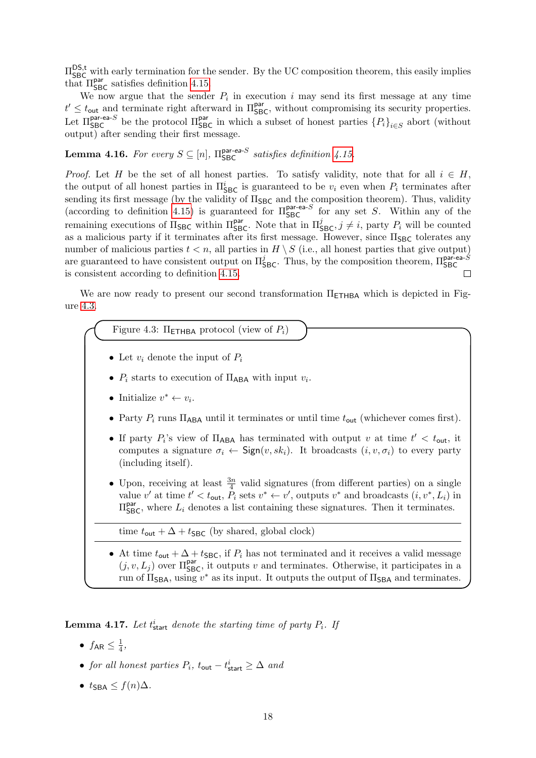$\Pi_{\mathsf{SBC}}^{\mathsf{DS},t}$ with early termination for the sender. By the UC composition theorem, this easily implies that $\Pi_{\mathsf{SBC}}^{\mathsf{par}}$ satisfies definition 4.15.

We now argue that the sender $P_i$ in execution $i$ may send its first message at any time $t' \leq t_{\mathsf{out}}$ and terminate right afterward in $\Pi_{\mathsf{SBC}}^{\mathsf{par}}$, without compromising its security properties. Let $\Pi_{\mathsf{SBC}}^{\mathsf{par\text{-}ea\text{-}}S}$ be the protocol $\Pi_{\mathsf{SBC}}^{\mathsf{par}}$ in which a subset of honest parties $\{P_i\}_{i \in S}$ abort (without output) after sending their first message.

**Lemma 4.16.** *For every $S \subseteq [n]$, $\Pi_{\mathsf{SBC}}^{\mathsf{par\text{-}ea\text{-}}S}$ satisfies definition 4.15.*

*Proof.* Let $H$ be the set of all honest parties. To satisfy validity, note that for all $i \in H$, the output of all honest parties in $\Pi_{\mathsf{SBC}}^{i}$ is guaranteed to be $v_i$ even when $P_i$ terminates after sending its first message (by the validity of $\Pi_{\mathsf{SBC}}$ and the composition theorem). Thus, validity (according to definition 4.15) is guaranteed for $\Pi_{\mathsf{SBC}}^{\mathsf{par\text{-}ea\text{-}}S}$ for any set $S$. Within any of the remaining executions of $\Pi_{\mathsf{SBC}}$ within $\Pi_{\mathsf{SBC}}^{\mathsf{par}}$. Note that in $\Pi_{\mathsf{SBC}}^{j}, j \neq i$, party $P_i$ will be counted as a malicious party if it terminates after its first message. However, since $\Pi_{\mathsf{SBC}}$ tolerates any number of malicious parties $t < n$, all parties in $H \setminus S$ (i.e., all honest parties that give output) are guaranteed to have consistent output on $\Pi_{\mathsf{SBC}}^{j}$. Thus, by the composition theorem, $\Pi_{\mathsf{SBC}}^{\mathsf{par\text{-}ea\text{-}}S}$ is consistent according to definition 4.15. □

We are now ready to present our second transformation $\Pi_{\mathsf{ETHBA}}$ which is depicted in Figure 4.3.

**Figure 4.3: $\Pi_{\mathsf{ETHBA}}$ protocol (view of $P_i$)**

- Let $v_i$ denote the input of $P_i$
- $P_i$ starts to execution of $\Pi_{\mathsf{ABA}}$ with input $v_i$.
- Initialize $v^* \leftarrow v_i$.
- Party $P_i$ runs $\Pi_{\mathsf{ABA}}$ until it terminates or until time $t_{\mathsf{out}}$ (whichever comes first).
- If party $P_i$'s view of $\Pi_{\mathsf{ABA}}$ has terminated with output $v$ at time $t' < t_{\mathsf{out}}$, it computes a signature $\sigma_i \leftarrow \mathsf{Sign}(v, sk_i)$. It broadcasts $(i, v, \sigma_i)$ to every party (including itself).
- Upon, receiving at least $\frac{3n}{4}$ valid signatures (from different parties) on a single value $v'$ at time $t' < t_{\mathsf{out}}$, $P_i$ sets $v^* \leftarrow v'$, outputs $v^*$ and broadcasts $(i, v^*, L_i)$ in $\Pi_{\mathsf{SBC}}^{\mathsf{par}}$, where $L_i$ denotes a list containing these signatures. Then it terminates.

---

time $t_{\mathsf{out}} + \Delta + t_{\mathsf{SBC}}$ (by shared, global clock)

---

- At time $t_{\mathsf{out}} + \Delta + t_{\mathsf{SBC}}$, if $P_i$ has not terminated and it receives a valid message $(j, v, L_j)$ over $\Pi_{\mathsf{SBC}}^{\mathsf{par}}$, it outputs $v$ and terminates. Otherwise, it participates in a run of $\Pi_{\mathsf{SBA}}$, using $v^*$ as its input. It outputs the output of $\Pi_{\mathsf{SBA}}$ and terminates.

**Lemma 4.17.** *Let $t_{\mathsf{start}}^{i}$ denote the starting time of party $P_i$. If*

- $f_{\mathsf{AR}} \leq \frac{1}{4}$,
- *for all honest parties $P_i$, $t_{\mathsf{out}} - t_{\mathsf{start}}^{i} \geq \Delta$ and*
- $t_{\mathsf{SBA}} \leq f(n)\Delta$.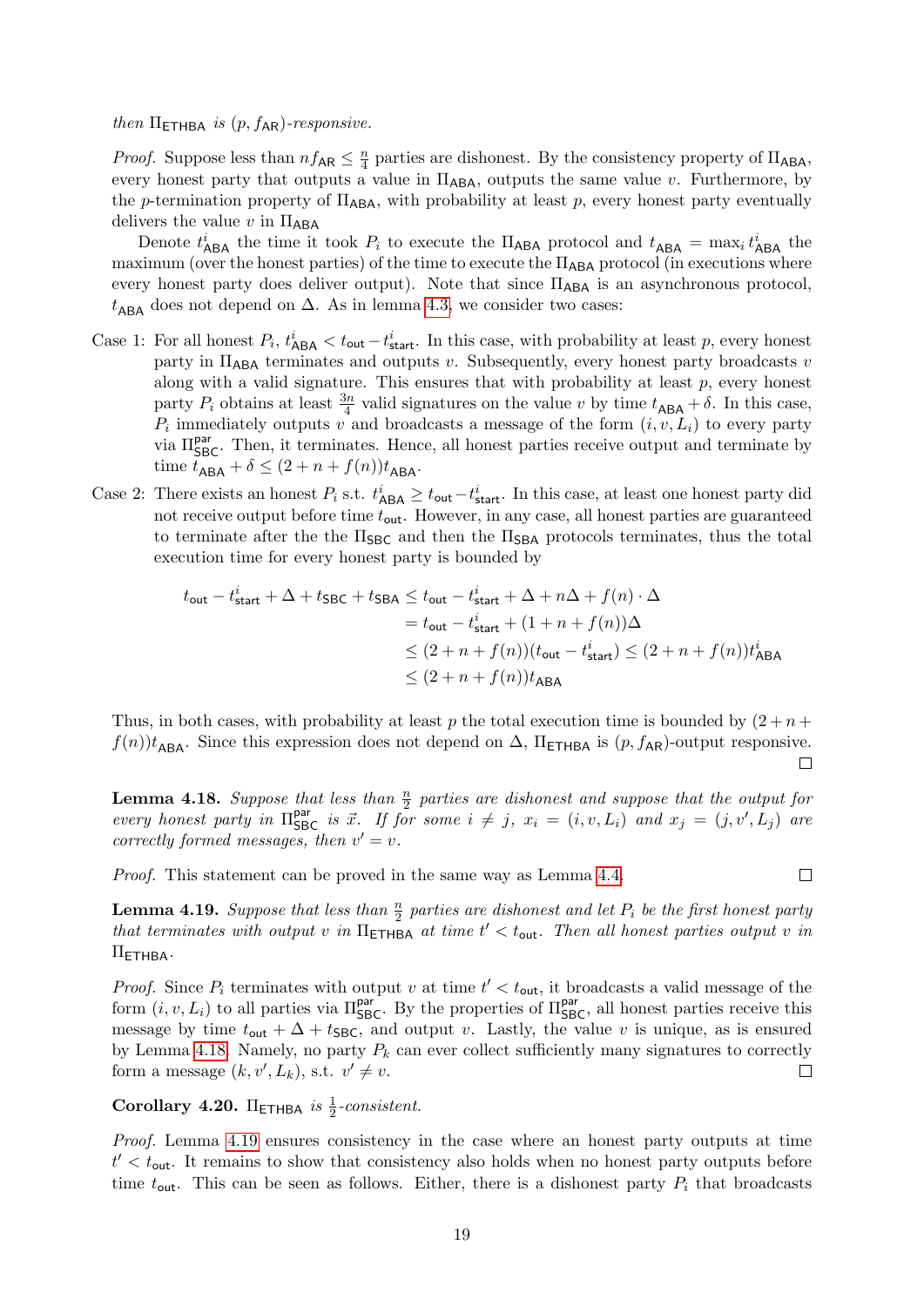*then* $\Pi_{\mathsf{ETHBA}}$ *is* $(p, f_{\mathsf{AR}})$*-responsive.*

*Proof.* Suppose less than $nf_{\mathsf{AR}} \leq \frac{n}{4}$ parties are dishonest. By the consistency property of $\Pi_{\mathsf{ABA}}$, every honest party that outputs a value in $\Pi_{\mathsf{ABA}}$, outputs the same value $v$. Furthermore, by the $p$-termination property of $\Pi_{\mathsf{ABA}}$, with probability at least $p$, every honest party eventually delivers the value $v$ in $\Pi_{\mathsf{ABA}}$

Denote $t^i_{\mathsf{ABA}}$ the time it took $P_i$ to execute the $\Pi_{\mathsf{ABA}}$ protocol and $t_{\mathsf{ABA}} = \max_i t^i_{\mathsf{ABA}}$ the maximum (over the honest parties) of the time to execute the $\Pi_{\mathsf{ABA}}$ protocol (in executions where every honest party does deliver output). Note that since $\Pi_{\mathsf{ABA}}$ is an asynchronous protocol, $t_{\mathsf{ABA}}$ does not depend on $\Delta$. As in lemma 4.3, we consider two cases:

Case 1: For all honest $P_i$, $t^i_{\mathsf{ABA}} < t_{\mathsf{out}} - t^i_{\mathsf{start}}$. In this case, with probability at least $p$, every honest party in $\Pi_{\mathsf{ABA}}$ terminates and outputs $v$. Subsequently, every honest party broadcasts $v$ along with a valid signature. This ensures that with probability at least $p$, every honest party $P_i$ obtains at least $\frac{3n}{4}$ valid signatures on the value $v$ by time $t_{\mathsf{ABA}} + \delta$. In this case, $P_i$ immediately outputs $v$ and broadcasts a message of the form $(i, v, L_i)$ to every party via $\Pi^{\mathsf{par}}_{\mathsf{SBC}}$. Then, it terminates. Hence, all honest parties receive output and terminate by time $t_{\mathsf{ABA}} + \delta \leq (2 + n + f(n))t_{\mathsf{ABA}}$.

Case 2: There exists an honest $P_i$ s.t. $t^i_{\mathsf{ABA}} \geq t_{\mathsf{out}} - t^i_{\mathsf{start}}$. In this case, at least one honest party did not receive output before time $t_{\mathsf{out}}$. However, in any case, all honest parties are guaranteed to terminate after the the $\Pi_{\mathsf{SBC}}$ and then the $\Pi_{\mathsf{SBA}}$ protocols terminates, thus the total execution time for every honest party is bounded by

$$
\begin{aligned}
t_{\mathsf{out}} - t^i_{\mathsf{start}} + \Delta + t_{\mathsf{SBC}} + t_{\mathsf{SBA}} &\leq t_{\mathsf{out}} - t^i_{\mathsf{start}} + \Delta + n\Delta + f(n) \cdot \Delta \\
&= t_{\mathsf{out}} - t^i_{\mathsf{start}} + (1 + n + f(n))\Delta \\
&\leq (2 + n + f(n))(t_{\mathsf{out}} - t^i_{\mathsf{start}}) \leq (2 + n + f(n))t^i_{\mathsf{ABA}} \\
&\leq (2 + n + f(n))t_{\mathsf{ABA}}
\end{aligned}
$$

Thus, in both cases, with probability at least $p$ the total execution time is bounded by $(2 + n + f(n))t_{\mathsf{ABA}}$. Since this expression does not depend on $\Delta$, $\Pi_{\mathsf{ETHBA}}$ is $(p, f_{\mathsf{AR}})$-output responsive. $\square$

**Lemma 4.18.** *Suppose that less than* $\frac{n}{2}$ *parties are dishonest and suppose that the output for every honest party in* $\Pi^{\mathsf{par}}_{\mathsf{SBC}}$ *is* $\vec{x}$*. If for some* $i \neq j$*,* $x_i = (i, v, L_i)$ *and* $x_j = (j, v', L_j)$ *are correctly formed messages, then* $v' = v$*.*

*Proof.* This statement can be proved in the same way as Lemma 4.4. $\square$

**Lemma 4.19.** *Suppose that less than* $\frac{n}{2}$ *parties are dishonest and let* $P_i$ *be the first honest party that terminates with output* $v$ *in* $\Pi_{\mathsf{ETHBA}}$ *at time* $t' < t_{\mathsf{out}}$*. Then all honest parties output* $v$ *in* $\Pi_{\mathsf{ETHBA}}$*.*

*Proof.* Since $P_i$ terminates with output $v$ at time $t' < t_{\mathsf{out}}$, it broadcasts a valid message of the form $(i, v, L_i)$ to all parties via $\Pi^{\mathsf{par}}_{\mathsf{SBC}}$. By the properties of $\Pi^{\mathsf{par}}_{\mathsf{SBC}}$, all honest parties receive this message by time $t_{\mathsf{out}} + \Delta + t_{\mathsf{SBC}}$, and output $v$. Lastly, the value $v$ is unique, as is ensured by Lemma 4.18. Namely, no party $P_k$ can ever collect sufficiently many signatures to correctly form a message $(k, v', L_k)$, s.t. $v' \neq v$. $\square$

**Corollary 4.20.** $\Pi_{\mathsf{ETHBA}}$ *is* $\frac{1}{2}$*-consistent.*

*Proof.* Lemma 4.19 ensures consistency in the case where an honest party outputs at time $t' < t_{\mathsf{out}}$. It remains to show that consistency also holds when no honest party outputs before time $t_{\mathsf{out}}$. This can be seen as follows. Either, there is a dishonest party $P_i$ that broadcasts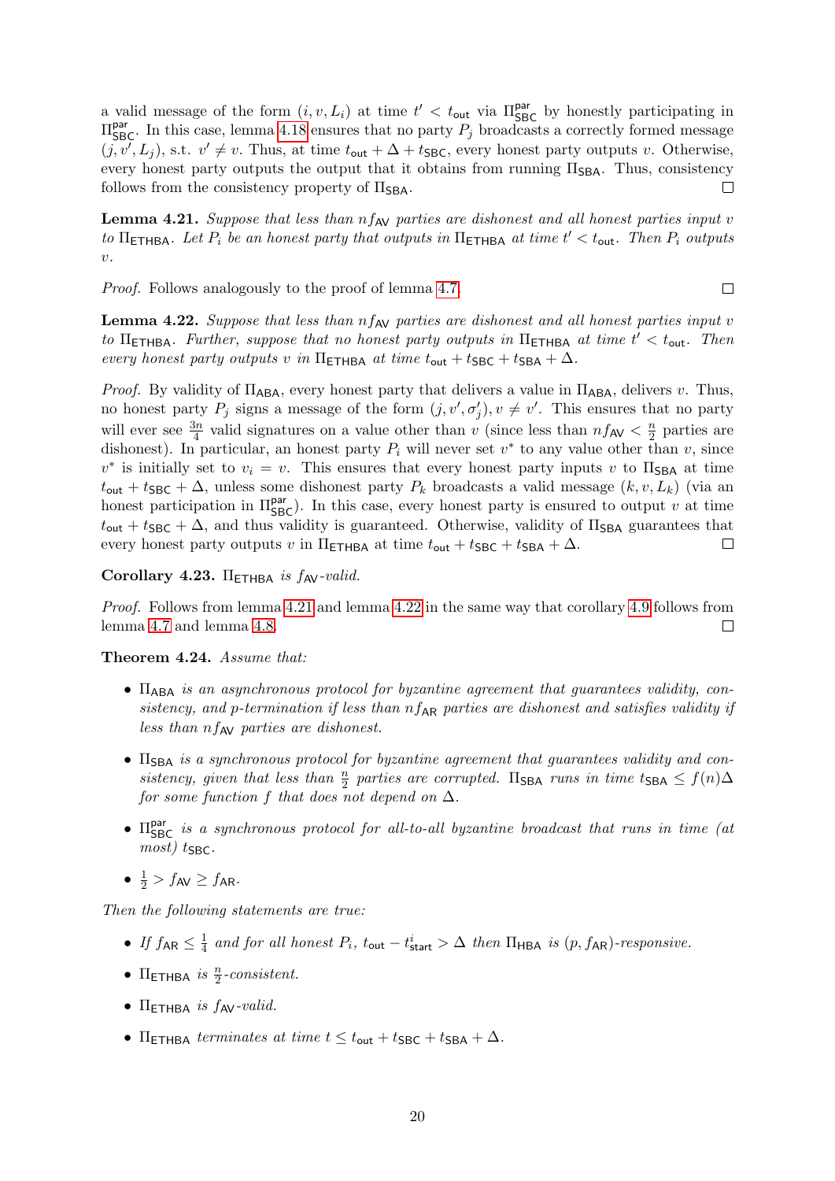a valid message of the form $(i, v, L_i)$ at time $t' < t_{\mathsf{out}}$ via $\Pi^{\mathsf{par}}_{\mathsf{SBC}}$ by honestly participating in $\Pi^{\mathsf{par}}_{\mathsf{SBC}}$. In this case, lemma 4.18 ensures that no party $P_j$ broadcasts a correctly formed message $(j, v', L_j)$, s.t. $v' \neq v$. Thus, at time $t_{\mathsf{out}} + \Delta + t_{\mathsf{SBC}}$, every honest party outputs $v$. Otherwise, every honest party outputs the output that it obtains from running $\Pi_{\mathsf{SBA}}$. Thus, consistency follows from the consistency property of $\Pi_{\mathsf{SBA}}$. □

**Lemma 4.21.** *Suppose that less than $nf_{\mathsf{AV}}$ parties are dishonest and all honest parties input $v$ to $\Pi_{\mathsf{ETHBA}}$. Let $P_i$ be an honest party that outputs in $\Pi_{\mathsf{ETHBA}}$ at time $t' < t_{\mathsf{out}}$. Then $P_i$ outputs $v$.*

*Proof.* Follows analogously to the proof of lemma 4.7. □

**Lemma 4.22.** *Suppose that less than $nf_{\mathsf{AV}}$ parties are dishonest and all honest parties input $v$ to $\Pi_{\mathsf{ETHBA}}$. Further, suppose that no honest party outputs in $\Pi_{\mathsf{ETHBA}}$ at time $t' < t_{\mathsf{out}}$. Then every honest party outputs $v$ in $\Pi_{\mathsf{ETHBA}}$ at time $t_{\mathsf{out}} + t_{\mathsf{SBC}} + t_{\mathsf{SBA}} + \Delta$.*

*Proof.* By validity of $\Pi_{\mathsf{ABA}}$, every honest party that delivers a value in $\Pi_{\mathsf{ABA}}$, delivers $v$. Thus, no honest party $P_j$ signs a message of the form $(j, v', \sigma'_j), v \neq v'$. This ensures that no party will ever see $\frac{3n}{4}$ valid signatures on a value other than $v$ (since less than $nf_{\mathsf{AV}} < \frac{n}{2}$ parties are dishonest). In particular, an honest party $P_i$ will never set $v^*$ to any value other than $v$, since $v^*$ is initially set to $v_i = v$. This ensures that every honest party inputs $v$ to $\Pi_{\mathsf{SBA}}$ at time $t_{\mathsf{out}} + t_{\mathsf{SBC}} + \Delta$, unless some dishonest party $P_k$ broadcasts a valid message $(k, v, L_k)$ (via an honest participation in $\Pi^{\mathsf{par}}_{\mathsf{SBC}}$). In this case, every honest party is ensured to output $v$ at time $t_{\mathsf{out}} + t_{\mathsf{SBC}} + \Delta$, and thus validity is guaranteed. Otherwise, validity of $\Pi_{\mathsf{SBA}}$ guarantees that every honest party outputs $v$ in $\Pi_{\mathsf{ETHBA}}$ at time $t_{\mathsf{out}} + t_{\mathsf{SBC}} + t_{\mathsf{SBA}} + \Delta$. □

**Corollary 4.23.** *$\Pi_{\mathsf{ETHBA}}$ is $f_{\mathsf{AV}}$-valid.*

*Proof.* Follows from lemma 4.21 and lemma 4.22 in the same way that corollary 4.9 follows from lemma 4.7 and lemma 4.8. □

**Theorem 4.24.** *Assume that:*

- *$\Pi_{\mathsf{ABA}}$ is an asynchronous protocol for byzantine agreement that guarantees validity, consistency, and p-termination if less than $nf_{\mathsf{AR}}$ parties are dishonest and satisfies validity if less than $nf_{\mathsf{AV}}$ parties are dishonest.*
- *$\Pi_{\mathsf{SBA}}$ is a synchronous protocol for byzantine agreement that guarantees validity and consistency, given that less than $\frac{n}{2}$ parties are corrupted. $\Pi_{\mathsf{SBA}}$ runs in time $t_{\mathsf{SBA}} \leq f(n)\Delta$ for some function $f$ that does not depend on $\Delta$.*
- *$\Pi^{\mathsf{par}}_{\mathsf{SBC}}$ is a synchronous protocol for all-to-all byzantine broadcast that runs in time (at most) $t_{\mathsf{SBC}}$.*
- *$\frac{1}{2} > f_{\mathsf{AV}} \geq f_{\mathsf{AR}}$.*

*Then the following statements are true:*

- *If $f_{\mathsf{AR}} \leq \frac{1}{4}$ and for all honest $P_i$, $t_{\mathsf{out}} - t^i_{\mathsf{start}} > \Delta$ then $\Pi_{\mathsf{HBA}}$ is $(p, f_{\mathsf{AR}})$-responsive.*
- *$\Pi_{\mathsf{ETHBA}}$ is $\frac{n}{2}$-consistent.*
- *$\Pi_{\mathsf{ETHBA}}$ is $f_{\mathsf{AV}}$-valid.*
- *$\Pi_{\mathsf{ETHBA}}$ terminates at time $t \leq t_{\mathsf{out}} + t_{\mathsf{SBC}} + t_{\mathsf{SBA}} + \Delta$.*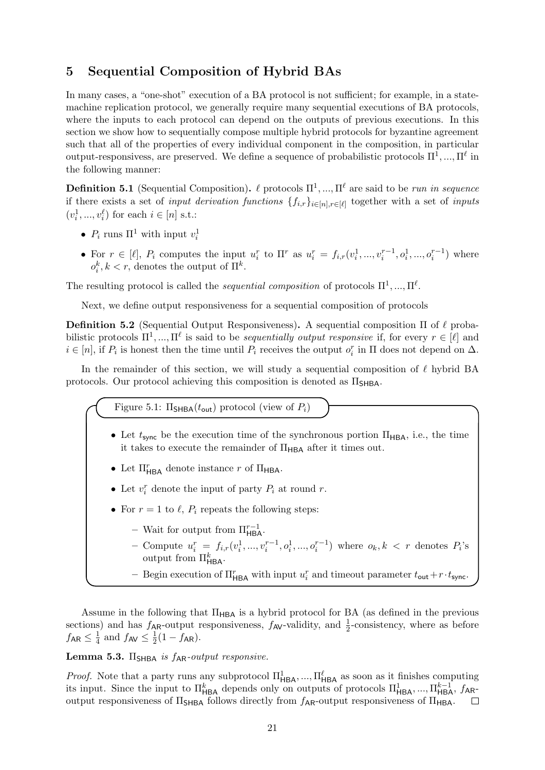## 5 Sequential Composition of Hybrid BAs

In many cases, a "one-shot" execution of a BA protocol is not sufficient; for example, in a state-machine replication protocol, we generally require many sequential executions of BA protocols, where the inputs to each protocol can depend on the outputs of previous executions. In this section we show how to sequentially compose multiple hybrid protocols for byzantine agreement such that all of the properties of every individual component in the composition, in particular output-responsivess, are preserved. We define a sequence of probabilistic protocols $\Pi^1, ..., \Pi^\ell$ in the following manner:

**Definition 5.1** (Sequential Composition)**.** $\ell$ protocols $\Pi^1, ..., \Pi^\ell$ are said to be *run in sequence* if there exists a set of *input derivation functions* $\{f_{i,r}\}_{i\in[n],r\in[\ell]}$ together with a set of *inputs* $(v_i^1, ..., v_i^\ell)$ for each $i \in [n]$ s.t.:

- $P_i$ runs $\Pi^1$ with input $v_i^1$
- For $r \in [\ell]$, $P_i$ computes the input $u_i^r$ to $\Pi^r$ as $u_i^r = f_{i,r}(v_i^1, ..., v_i^{r-1}, o_i^1, ..., o_i^{r-1})$ where $o_i^k, k < r$, denotes the output of $\Pi^k$.

The resulting protocol is called the *sequential composition* of protocols $\Pi^1, ..., \Pi^\ell$.

Next, we define output responsiveness for a sequential composition of protocols

**Definition 5.2** (Sequential Output Responsiveness)**.** A sequential composition $\Pi$ of $\ell$ probabilistic protocols $\Pi^1, ..., \Pi^\ell$ is said to be *sequentially output responsive* if, for every $r \in [\ell]$ and $i \in [n]$, if $P_i$ is honest then the time until $P_i$ receives the output $o_i^r$ in $\Pi$ does not depend on $\Delta$.

In the remainder of this section, we will study a sequential composition of $\ell$ hybrid BA protocols. Our protocol achieving this composition is denoted as $\Pi_{\mathsf{SHBA}}$.

**Figure 5.1: $\Pi_{\mathsf{SHBA}}(t_{\mathsf{out}})$ protocol (view of $P_i$)**

- Let $t_{\mathsf{sync}}$ be the execution time of the synchronous portion $\Pi_{\mathsf{HBA}}$, i.e., the time it takes to execute the remainder of $\Pi_{\mathsf{HBA}}$ after it times out.
- Let $\Pi^r_{\mathsf{HBA}}$ denote instance $r$ of $\Pi_{\mathsf{HBA}}$.
- Let $v_i^r$ denote the input of party $P_i$ at round $r$.
- For $r = 1$ to $\ell$, $P_i$ repeats the following steps:
  - Wait for output from $\Pi^{r-1}_{\mathsf{HBA}}$.
  - Compute $u_i^r = f_{i,r}(v_i^1, ..., v_i^{r-1}, o_i^1, ..., o_i^{r-1})$ where $o_k, k < r$ denotes $P_i$'s output from $\Pi^k_{\mathsf{HBA}}$.
  - Begin execution of $\Pi^r_{\mathsf{HBA}}$ with input $u_i^r$ and timeout parameter $t_{\mathsf{out}} + r \cdot t_{\mathsf{sync}}$.

Assume in the following that $\Pi_{\mathsf{HBA}}$ is a hybrid protocol for BA (as defined in the previous sections) and has $f_{\mathsf{AR}}$-output responsiveness, $f_{\mathsf{AV}}$-validity, and $\frac{1}{2}$-consistency, where as before $f_{\mathsf{AR}} \leq \frac{1}{4}$ and $f_{\mathsf{AV}} \leq \frac{1}{2}(1 - f_{\mathsf{AR}})$.

**Lemma 5.3.** *$\Pi_{\mathsf{SHBA}}$ is $f_{\mathsf{AR}}$-output responsive.*

*Proof.* Note that a party runs any subprotocol $\Pi^1_{\mathsf{HBA}}, ..., \Pi^\ell_{\mathsf{HBA}}$ as soon as it finishes computing its input. Since the input to $\Pi^k_{\mathsf{HBA}}$ depends only on outputs of protocols $\Pi^1_{\mathsf{HBA}}, ..., \Pi^{k-1}_{\mathsf{HBA}}$, $f_{\mathsf{AR}}$-output responsiveness of $\Pi_{\mathsf{SHBA}}$ follows directly from $f_{\mathsf{AR}}$-output responsiveness of $\Pi_{\mathsf{HBA}}$. $\square$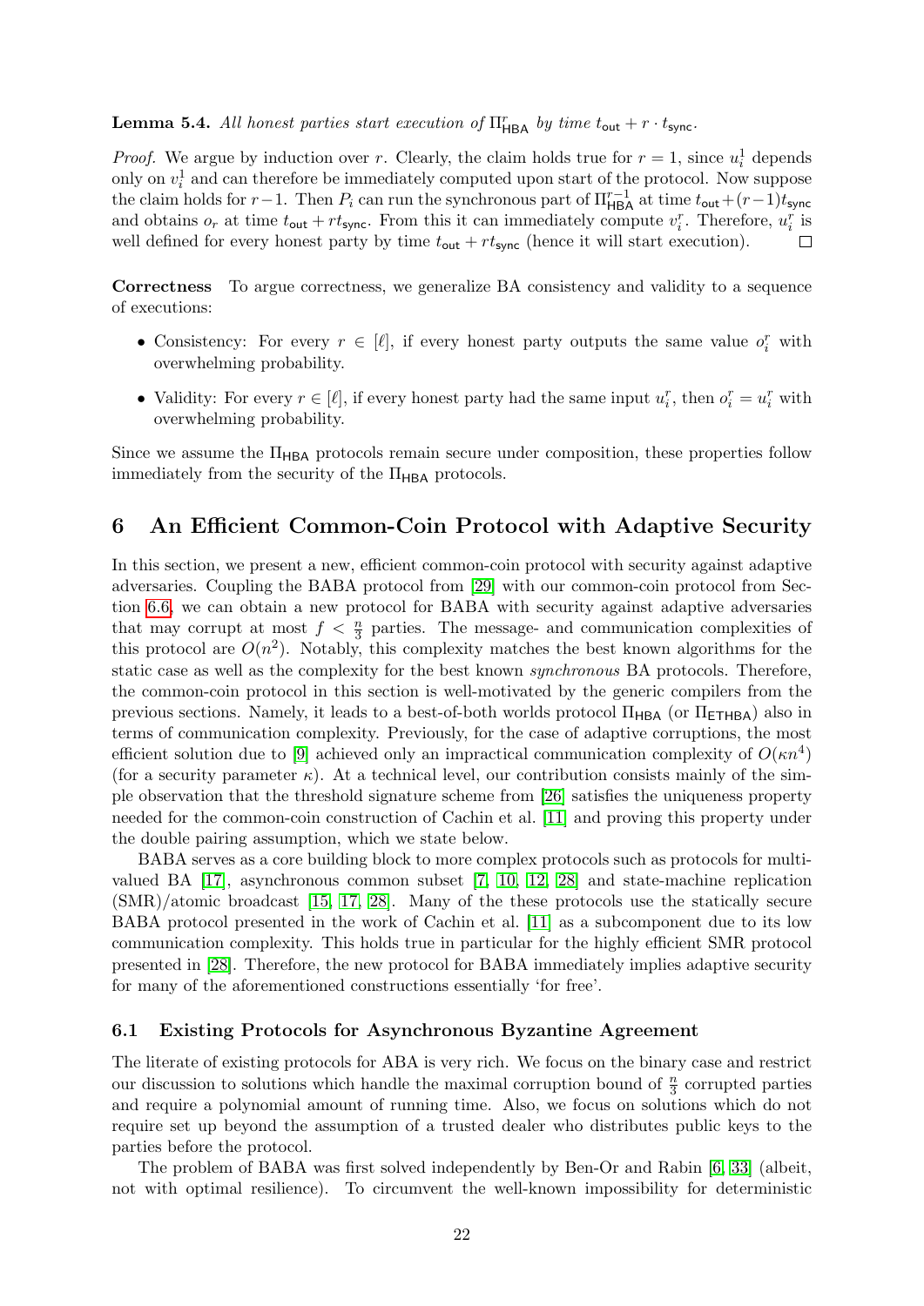**Lemma 5.4.** *All honest parties start execution of $\Pi^r_{\mathsf{HBA}}$ by time $t_{\mathsf{out}} + r \cdot t_{\mathsf{sync}}$.*

*Proof.* We argue by induction over $r$. Clearly, the claim holds true for $r = 1$, since $u^1_i$ depends only on $v^1_i$ and can therefore be immediately computed upon start of the protocol. Now suppose the claim holds for $r-1$. Then $P_i$ can run the synchronous part of $\Pi^{r-1}_{\mathsf{HBA}}$ at time $t_{\mathsf{out}}+(r-1)t_{\mathsf{sync}}$ and obtains $o_r$ at time $t_{\mathsf{out}} + rt_{\mathsf{sync}}$. From this it can immediately compute $v^r_i$. Therefore, $u^r_i$ is well defined for every honest party by time $t_{\mathsf{out}} + rt_{\mathsf{sync}}$ (hence it will start execution). □

**Correctness** To argue correctness, we generalize BA consistency and validity to a sequence of executions:

- Consistency: For every $r \in [\ell]$, if every honest party outputs the same value $o^r_i$ with overwhelming probability.
- Validity: For every $r \in [\ell]$, if every honest party had the same input $u^r_i$, then $o^r_i = u^r_i$ with overwhelming probability.

Since we assume the $\Pi_{\mathsf{HBA}}$ protocols remain secure under composition, these properties follow immediately from the security of the $\Pi_{\mathsf{HBA}}$ protocols.

# 6 An Efficient Common-Coin Protocol with Adaptive Security

In this section, we present a new, efficient common-coin protocol with security against adaptive adversaries. Coupling the BABA protocol from [29] with our common-coin protocol from Section 6.6, we can obtain a new protocol for BABA with security against adaptive adversaries that may corrupt at most $f < \frac{n}{3}$ parties. The message- and communication complexities of this protocol are $O(n^2)$. Notably, this complexity matches the best known algorithms for the static case as well as the complexity for the best known *synchronous* BA protocols. Therefore, the common-coin protocol in this section is well-motivated by the generic compilers from the previous sections. Namely, it leads to a best-of-both worlds protocol $\Pi_{\mathsf{HBA}}$ (or $\Pi_{\mathsf{ETHBA}}$) also in terms of communication complexity. Previously, for the case of adaptive corruptions, the most efficient solution due to [9] achieved only an impractical communication complexity of $O(\kappa n^4)$ (for a security parameter $\kappa$). At a technical level, our contribution consists mainly of the simple observation that the threshold signature scheme from [26] satisfies the uniqueness property needed for the common-coin construction of Cachin et al. [11] and proving this property under the double pairing assumption, which we state below.

BABA serves as a core building block to more complex protocols such as protocols for multi-valued BA [17], asynchronous common subset [7, 10, 12, 28] and state-machine replication (SMR)/atomic broadcast [15, 17, 28]. Many of the these protocols use the statically secure BABA protocol presented in the work of Cachin et al. [11] as a subcomponent due to its low communication complexity. This holds true in particular for the highly efficient SMR protocol presented in [28]. Therefore, the new protocol for BABA immediately implies adaptive security for many of the aforementioned constructions essentially 'for free'.

## 6.1 Existing Protocols for Asynchronous Byzantine Agreement

The literate of existing protocols for ABA is very rich. We focus on the binary case and restrict our discussion to solutions which handle the maximal corruption bound of $\frac{n}{3}$ corrupted parties and require a polynomial amount of running time. Also, we focus on solutions which do not require set up beyond the assumption of a trusted dealer who distributes public keys to the parties before the protocol.

The problem of BABA was first solved independently by Ben-Or and Rabin [6, 33] (albeit, not with optimal resilience). To circumvent the well-known impossibility for deterministic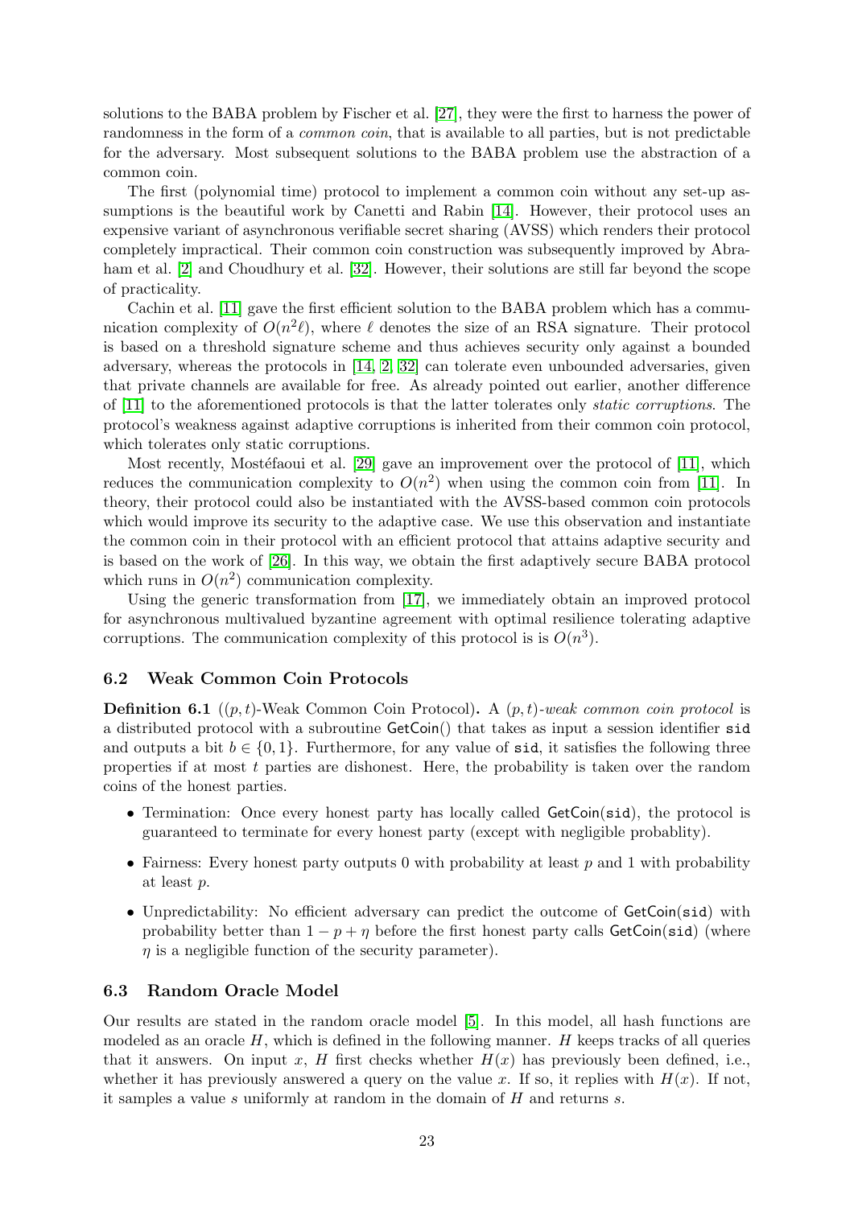solutions to the BABA problem by Fischer et al. [27], they were the first to harness the power of randomness in the form of a *common coin*, that is available to all parties, but is not predictable for the adversary. Most subsequent solutions to the BABA problem use the abstraction of a common coin.

The first (polynomial time) protocol to implement a common coin without any set-up assumptions is the beautiful work by Canetti and Rabin [14]. However, their protocol uses an expensive variant of asynchronous verifiable secret sharing (AVSS) which renders their protocol completely impractical. Their common coin construction was subsequently improved by Abraham et al. [2] and Choudhury et al. [32]. However, their solutions are still far beyond the scope of practicality.

Cachin et al. [11] gave the first efficient solution to the BABA problem which has a communication complexity of $O(n^2\ell)$, where $\ell$ denotes the size of an RSA signature. Their protocol is based on a threshold signature scheme and thus achieves security only against a bounded adversary, whereas the protocols in [14, 2, 32] can tolerate even unbounded adversaries, given that private channels are available for free. As already pointed out earlier, another difference of [11] to the aforementioned protocols is that the latter tolerates only *static corruptions*. The protocol's weakness against adaptive corruptions is inherited from their common coin protocol, which tolerates only static corruptions.

Most recently, Mostéfaoui et al. [29] gave an improvement over the protocol of [11], which reduces the communication complexity to $O(n^2)$ when using the common coin from [11]. In theory, their protocol could also be instantiated with the AVSS-based common coin protocols which would improve its security to the adaptive case. We use this observation and instantiate the common coin in their protocol with an efficient protocol that attains adaptive security and is based on the work of [26]. In this way, we obtain the first adaptively secure BABA protocol which runs in $O(n^2)$ communication complexity.

Using the generic transformation from [17], we immediately obtain an improved protocol for asynchronous multivalued byzantine agreement with optimal resilience tolerating adaptive corruptions. The communication complexity of this protocol is is $O(n^3)$.

### 6.2 Weak Common Coin Protocols

**Definition 6.1** ($(p,t)$-Weak Common Coin Protocol)**.** A $(p,t)$-*weak common coin protocol* is a distributed protocol with a subroutine GetCoin() that takes as input a session identifier sid and outputs a bit $b \in \{0,1\}$. Furthermore, for any value of sid, it satisfies the following three properties if at most $t$ parties are dishonest. Here, the probability is taken over the random coins of the honest parties.

- Termination: Once every honest party has locally called GetCoin(sid), the protocol is guaranteed to terminate for every honest party (except with negligible probablity).
- Fairness: Every honest party outputs 0 with probability at least $p$ and 1 with probability at least $p$.
- Unpredictability: No efficient adversary can predict the outcome of GetCoin(sid) with probability better than $1-p+\eta$ before the first honest party calls GetCoin(sid) (where $\eta$ is a negligible function of the security parameter).

### 6.3 Random Oracle Model

Our results are stated in the random oracle model [5]. In this model, all hash functions are modeled as an oracle $H$, which is defined in the following manner. $H$ keeps tracks of all queries that it answers. On input $x$, $H$ first checks whether $H(x)$ has previously been defined, i.e., whether it has previously answered a query on the value $x$. If so, it replies with $H(x)$. If not, it samples a value $s$ uniformly at random in the domain of $H$ and returns $s$.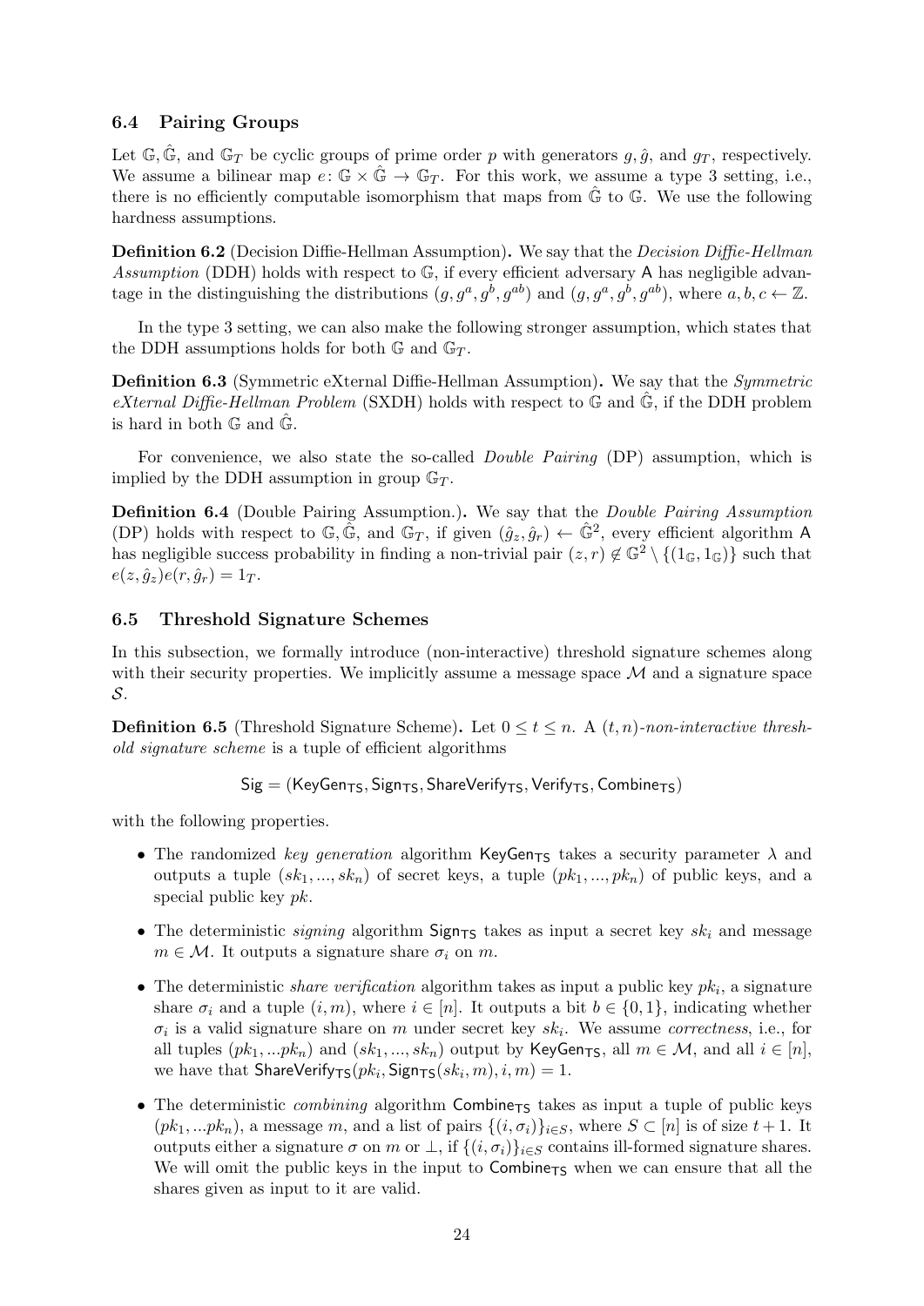### 6.4 Pairing Groups

Let $\mathbb{G}, \hat{\mathbb{G}}$, and $\mathbb{G}_T$ be cyclic groups of prime order $p$ with generators $g, \hat{g}$, and $g_T$, respectively. We assume a bilinear map $e \colon \mathbb{G} \times \hat{\mathbb{G}} \to \mathbb{G}_T$. For this work, we assume a type 3 setting, i.e., there is no efficiently computable isomorphism that maps from $\hat{\mathbb{G}}$ to $\mathbb{G}$. We use the following hardness assumptions.

**Definition 6.2** (Decision Diffie-Hellman Assumption)**.** We say that the *Decision Diffie-Hellman Assumption* (DDH) holds with respect to $\mathbb{G}$, if every efficient adversary $\mathsf{A}$ has negligible advantage in the distinguishing the distributions $(g, g^a, g^b, g^{ab})$ and $(g, g^a, g^b, g^{ab})$, where $a, b, c \leftarrow \mathbb{Z}$.

In the type 3 setting, we can also make the following stronger assumption, which states that the DDH assumptions holds for both $\mathbb{G}$ and $\mathbb{G}_T$.

**Definition 6.3** (Symmetric eXternal Diffie-Hellman Assumption)**.** We say that the *Symmetric eXternal Diffie-Hellman Problem* (SXDH) holds with respect to $\mathbb{G}$ and $\hat{\mathbb{G}}$, if the DDH problem is hard in both $\mathbb{G}$ and $\hat{\mathbb{G}}$.

For convenience, we also state the so-called *Double Pairing* (DP) assumption, which is implied by the DDH assumption in group $\mathbb{G}_T$.

**Definition 6.4** (Double Pairing Assumption.)**.** We say that the *Double Pairing Assumption* (DP) holds with respect to $\mathbb{G}, \hat{\mathbb{G}}$, and $\mathbb{G}_T$, if given $(\hat{g}_z, \hat{g}_r) \leftarrow \hat{\mathbb{G}}^2$, every efficient algorithm $\mathsf{A}$ has negligible success probability in finding a non-trivial pair $(z, r) \notin \mathbb{G}^2 \setminus \{(1_{\mathbb{G}}, 1_{\mathbb{G}})\}$ such that $e(z, \hat{g}_z) e(r, \hat{g}_r) = 1_T$.

### 6.5 Threshold Signature Schemes

In this subsection, we formally introduce (non-interactive) threshold signature schemes along with their security properties. We implicitly assume a message space $\mathcal{M}$ and a signature space $\mathcal{S}$.

**Definition 6.5** (Threshold Signature Scheme)**.** Let $0 \leq t \leq n$. A $(t, n)$*-non-interactive threshold signature scheme* is a tuple of efficient algorithms

$$\mathsf{Sig} = (\mathsf{KeyGen_{TS}}, \mathsf{Sign_{TS}}, \mathsf{ShareVerify_{TS}}, \mathsf{Verify_{TS}}, \mathsf{Combine_{TS}})$$

with the following properties.

- The randomized *key generation* algorithm $\mathsf{KeyGen_{TS}}$ takes a security parameter $\lambda$ and outputs a tuple $(sk_1, ..., sk_n)$ of secret keys, a tuple $(pk_1, ..., pk_n)$ of public keys, and a special public key $pk$.
- The deterministic *signing* algorithm $\mathsf{Sign_{TS}}$ takes as input a secret key $sk_i$ and message $m \in \mathcal{M}$. It outputs a signature share $\sigma_i$ on $m$.
- The deterministic *share verification* algorithm takes as input a public key $pk_i$, a signature share $\sigma_i$ and a tuple $(i, m)$, where $i \in [n]$. It outputs a bit $b \in \{0, 1\}$, indicating whether $\sigma_i$ is a valid signature share on $m$ under secret key $sk_i$. We assume *correctness*, i.e., for all tuples $(pk_1, ...pk_n)$ and $(sk_1, ..., sk_n)$ output by $\mathsf{KeyGen_{TS}}$, all $m \in \mathcal{M}$, and all $i \in [n]$, we have that $\mathsf{ShareVerify_{TS}}(pk_i, \mathsf{Sign_{TS}}(sk_i, m), i, m) = 1$.
- The deterministic *combining* algorithm $\mathsf{Combine_{TS}}$ takes as input a tuple of public keys $(pk_1, ...pk_n)$, a message $m$, and a list of pairs $\{(i, \sigma_i)\}_{i \in S}$, where $S \subset [n]$ is of size $t + 1$. It outputs either a signature $\sigma$ on $m$ or $\perp$, if $\{(i, \sigma_i)\}_{i \in S}$ contains ill-formed signature shares. We will omit the public keys in the input to $\mathsf{Combine_{TS}}$ when we can ensure that all the shares given as input to it are valid.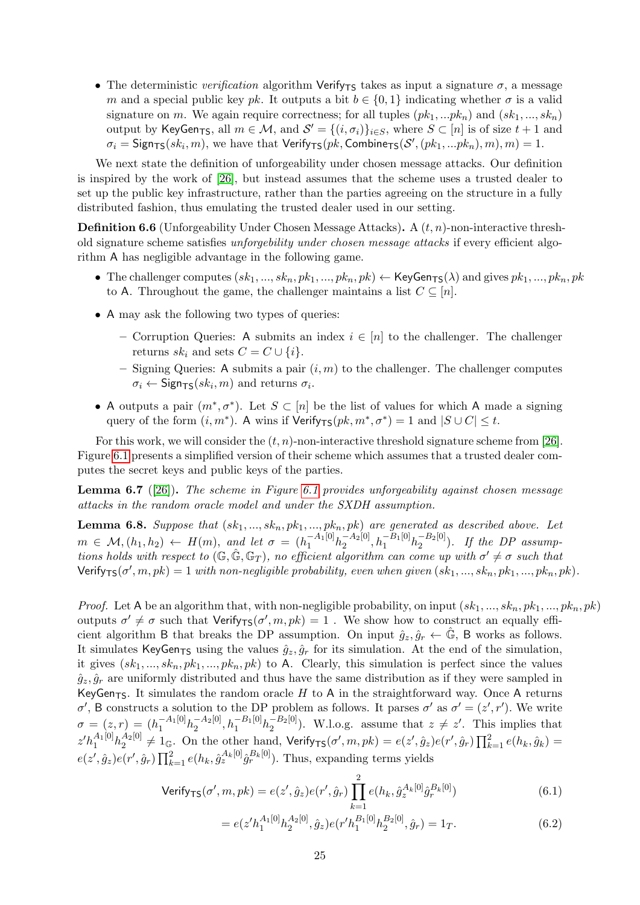- The deterministic *verification* algorithm $\mathsf{Verify}_{\mathsf{TS}}$ takes as input a signature $\sigma$, a message $m$ and a special public key $pk$. It outputs a bit $b \in \{0,1\}$ indicating whether $\sigma$ is a valid signature on $m$. We again require correctness; for all tuples $(pk_1, ...pk_n)$ and $(sk_1, ..., sk_n)$ output by $\mathsf{KeyGen}_{\mathsf{TS}}$, all $m \in \mathcal{M}$, and $\mathcal{S}' = \{(i, \sigma_i)\}_{i \in S}$, where $S \subset [n]$ is of size $t+1$ and $\sigma_i = \mathsf{Sign}_{\mathsf{TS}}(sk_i, m)$, we have that $\mathsf{Verify}_{\mathsf{TS}}(pk, \mathsf{Combine}_{\mathsf{TS}}(\mathcal{S}', (pk_1, ...pk_n), m), m) = 1$.

We next state the definition of unforgeability under chosen message attacks. Our definition is inspired by the work of [26], but instead assumes that the scheme uses a trusted dealer to set up the public key infrastructure, rather than the parties agreeing on the structure in a fully distributed fashion, thus emulating the trusted dealer used in our setting.

**Definition 6.6** (Unforgeability Under Chosen Message Attacks)**.** A $(t,n)$-non-interactive threshold signature scheme satisfies *unforgebility under chosen message attacks* if every efficient algorithm $\mathsf{A}$ has negligible advantage in the following game.

- The challenger computes $(sk_1, ..., sk_n, pk_1, ..., pk_n, pk) \leftarrow \mathsf{KeyGen}_{\mathsf{TS}}(\lambda)$ and gives $pk_1, ..., pk_n, pk$ to $\mathsf{A}$. Throughout the game, the challenger maintains a list $C \subseteq [n]$.
- $\mathsf{A}$ may ask the following two types of queries:
  - Corruption Queries: $\mathsf{A}$ submits an index $i \in [n]$ to the challenger. The challenger returns $sk_i$ and sets $C = C \cup \{i\}$.
  - Signing Queries: $\mathsf{A}$ submits a pair $(i, m)$ to the challenger. The challenger computes $\sigma_i \leftarrow \mathsf{Sign}_{\mathsf{TS}}(sk_i, m)$ and returns $\sigma_i$.
- $\mathsf{A}$ outputs a pair $(m^*, \sigma^*)$. Let $S \subset [n]$ be the list of values for which $\mathsf{A}$ made a signing query of the form $(i, m^*)$. $\mathsf{A}$ wins if $\mathsf{Verify}_{\mathsf{TS}}(pk, m^*, \sigma^*) = 1$ and $|S \cup C| \leq t$.

For this work, we will consider the $(t,n)$-non-interactive threshold signature scheme from [26]. Figure 6.1 presents a simplified version of their scheme which assumes that a trusted dealer computes the secret keys and public keys of the parties.

**Lemma 6.7** ([26])**.** *The scheme in Figure 6.1 provides unforgeability against chosen message attacks in the random oracle model and under the SXDH assumption.*

**Lemma 6.8.** *Suppose that $(sk_1, ..., sk_n, pk_1, ..., pk_n, pk)$ are generated as described above. Let $m \in \mathcal{M}, (h_1, h_2) \leftarrow H(m)$, and let $\sigma = (h_1^{-A_1[0]} h_2^{-A_2[0]}, h_1^{-B_1[0]} h_2^{-B_2[0]})$. If the DP assumptions holds with respect to $(\mathbb{G}, \hat{\mathbb{G}}, \mathbb{G}_T)$, no efficient algorithm can come up with $\sigma' \neq \sigma$ such that $\mathsf{Verify}_{\mathsf{TS}}(\sigma', m, pk) = 1$ with non-negligible probability, even when given $(sk_1, ..., sk_n, pk_1, ..., pk_n, pk)$.*

*Proof.* Let $\mathsf{A}$ be an algorithm that, with non-negligible probability, on input $(sk_1, ..., sk_n, pk_1, ..., pk_n, pk)$ outputs $\sigma' \neq \sigma$ such that $\mathsf{Verify}_{\mathsf{TS}}(\sigma', m, pk) = 1$ . We show how to construct an equally efficient algorithm $\mathsf{B}$ that breaks the DP assumption. On input $\hat{g}_z, \hat{g}_r \leftarrow \hat{\mathbb{G}}$, $\mathsf{B}$ works as follows. It simulates $\mathsf{KeyGen}_{\mathsf{TS}}$ using the values $\hat{g}_z, \hat{g}_r$ for its simulation. At the end of the simulation, it gives $(sk_1, ..., sk_n, pk_1, ..., pk_n, pk)$ to $\mathsf{A}$. Clearly, this simulation is perfect since the values $\hat{g}_z, \hat{g}_r$ are uniformly distributed and thus have the same distribution as if they were sampled in $\mathsf{KeyGen}_{\mathsf{TS}}$. It simulates the random oracle $H$ to $\mathsf{A}$ in the straightforward way. Once $\mathsf{A}$ returns $\sigma'$, $\mathsf{B}$ constructs a solution to the DP problem as follows. It parses $\sigma'$ as $\sigma' = (z', r')$. We write $\sigma = (z, r) = (h_1^{-A_1[0]} h_2^{-A_2[0]}, h_1^{-B_1[0]} h_2^{-B_2[0]})$. W.l.o.g. assume that $z \neq z'$. This implies that $z' h_1^{A_1[0]} h_2^{A_2[0]} \neq 1_{\mathbb{G}}$. On the other hand, $\mathsf{Verify}_{\mathsf{TS}}(\sigma', m, pk) = e(z', \hat{g}_z) e(r', \hat{g}_r) \prod_{k=1}^{2} e(h_k, \hat{g}_k) = e(z', \hat{g}_z) e(r', \hat{g}_r) \prod_{k=1}^{2} e(h_k, \hat{g}_z^{A_k[0]} \hat{g}_r^{B_k[0]})$. Thus, expanding terms yields

$$\mathsf{Verify}_{\mathsf{TS}}(\sigma', m, pk) = e(z', \hat{g}_z) e(r', \hat{g}_r) \prod_{k=1}^{2} e(h_k, \hat{g}_z^{A_k[0]} \hat{g}_r^{B_k[0]}) \tag{6.1}$$

$$= e(z' h_1^{A_1[0]} h_2^{A_2[0]}, \hat{g}_z) e(r' h_1^{B_1[0]} h_2^{B_2[0]}, \hat{g}_r) = 1_T. \tag{6.2}$$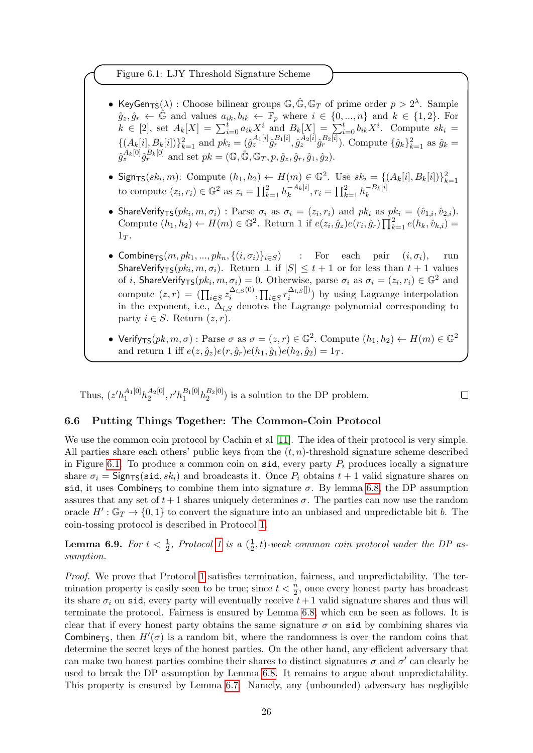**Figure 6.1: LJY Threshold Signature Scheme**

- $\mathsf{KeyGen_{TS}}(\lambda)$ : Choose bilinear groups $\mathbb{G}, \hat{\mathbb{G}}, \mathbb{G}_T$ of prime order $p > 2^\lambda$. Sample $\hat{g}_z, \hat{g}_r \leftarrow \hat{\mathbb{G}}$ and values $a_{ik}, b_{ik} \leftarrow \mathbb{F}_p$ where $i \in \{0, ..., n\}$ and $k \in \{1, 2\}$. For $k \in [2]$, set $A_k[X] = \sum_{i=0}^{t} a_{ik}X^i$ and $B_k[X] = \sum_{i=0}^{t} b_{ik}X^i$. Compute $sk_i = \{(A_k[i], B_k[i])\}_{k=1}^{2}$ and $pk_i = (\hat{g}_z^{A_1[i]}\hat{g}_r^{B_1[i]}, \hat{g}_z^{A_2[i]}\hat{g}_r^{B_2[i]})$. Compute $\{\hat{g}_k\}_{k=1}^{2}$ as $\hat{g}_k = \hat{g}_z^{A_k[0]}\hat{g}_r^{B_k[0]}$ and set $pk = (\mathbb{G}, \hat{\mathbb{G}}, \mathbb{G}_T, p, \hat{g}_z, \hat{g}_r, \hat{g}_1, \hat{g}_2)$.

- $\mathsf{Sign_{TS}}(sk_i, m)$: Compute $(h_1, h_2) \leftarrow H(m) \in \mathbb{G}^2$. Use $sk_i = \{(A_k[i], B_k[i])\}_{k=1}^{2}$ to compute $(z_i, r_i) \in \mathbb{G}^2$ as $z_i = \prod_{k=1}^{2} h_k^{-A_k[i]}, r_i = \prod_{k=1}^{2} h_k^{-B_k[i]}$

- $\mathsf{ShareVerify_{TS}}(pk_i, m, \sigma_i)$ : Parse $\sigma_i$ as $\sigma_i = (z_i, r_i)$ and $pk_i$ as $pk_i = (\hat{v}_{1,i}, \hat{v}_{2,i})$. Compute $(h_1, h_2) \leftarrow H(m) \in \mathbb{G}^2$. Return 1 if $e(z_i, \hat{g}_z)e(r_i, \hat{g}_r)\prod_{k=1}^{2} e(h_k, \hat{v}_{k,i}) = 1_T$.

- $\mathsf{Combine_{TS}}(m, pk_1, ..., pk_n, \{(i, \sigma_i)\}_{i \in S})$ : For each pair $(i, \sigma_i)$, run $\mathsf{ShareVerify_{TS}}(pk_i, m, \sigma_i)$. Return $\perp$ if $|S| \leq t+1$ or for less than $t+1$ values of $i$, $\mathsf{ShareVerify_{TS}}(pk_i, m, \sigma_i) = 0$. Otherwise, parse $\sigma_i$ as $\sigma_i = (z_i, r_i) \in \mathbb{G}^2$ and compute $(z, r) = (\prod_{i \in S} z_i^{\Delta_{i,S}(0)}, \prod_{i \in S} r_i^{\Delta_{i,S}[])})$ by using Lagrange interpolation in the exponent, i.e., $\Delta_{i,S}$ denotes the Lagrange polynomial corresponding to party $i \in S$. Return $(z, r)$.

- $\mathsf{Verify_{TS}}(pk, m, \sigma)$ : Parse $\sigma$ as $\sigma = (z, r) \in \mathbb{G}^2$. Compute $(h_1, h_2) \leftarrow H(m) \in \mathbb{G}^2$ and return 1 iff $e(z, \hat{g}_z)e(r, \hat{g}_r)e(h_1, \hat{g}_1)e(h_2, \hat{g}_2) = 1_T$.

Thus, $(z' h_1^{A_1[0]} h_2^{A_2[0]}, r' h_1^{B_1[0]} h_2^{B_2[0]})$ is a solution to the DP problem. □

## 6.6 Putting Things Together: The Common-Coin Protocol

We use the common coin protocol by Cachin et al [11]. The idea of their protocol is very simple. All parties share each others' public keys from the $(t, n)$-threshold signature scheme described in Figure 6.1. To produce a common coin on `sid`, every party $P_i$ produces locally a signature share $\sigma_i = \mathsf{Sign_{TS}}(\mathtt{sid}, sk_i)$ and broadcasts it. Once $P_i$ obtains $t+1$ valid signature shares on `sid`, it uses $\mathsf{Combine_{TS}}$ to combine them into signature $\sigma$. By lemma 6.8, the DP assumption assures that any set of $t+1$ shares uniquely determines $\sigma$. The parties can now use the random oracle $H' : \mathbb{G}_T \rightarrow \{0, 1\}$ to convert the signature into an unbiased and unpredictable bit $b$. The coin-tossing protocol is described in Protocol 1.

**Lemma 6.9.** *For $t < \frac{1}{2}$, Protocol 1 is a $(\frac{1}{2}, t)$-weak common coin protocol under the DP assumption.*

*Proof.* We prove that Protocol 1 satisfies termination, fairness, and unpredictability. The termination property is easily seen to be true; since $t < \frac{n}{2}$, once every honest party has broadcast its share $\sigma_i$ on `sid`, every party will eventually receive $t+1$ valid signature shares and thus will terminate the protocol. Fairness is ensured by Lemma 6.8, which can be seen as follows. It is clear that if every honest party obtains the same signature $\sigma$ on `sid` by combining shares via $\mathsf{Combine_{TS}}$, then $H'(\sigma)$ is a random bit, where the randomness is over the random coins that determine the secret keys of the honest parties. On the other hand, any efficient adversary that can make two honest parties combine their shares to distinct signatures $\sigma$ and $\sigma'$ can clearly be used to break the DP assumption by Lemma 6.8. It remains to argue about unpredictability. This property is ensured by Lemma 6.7. Namely, any (unbounded) adversary has negligible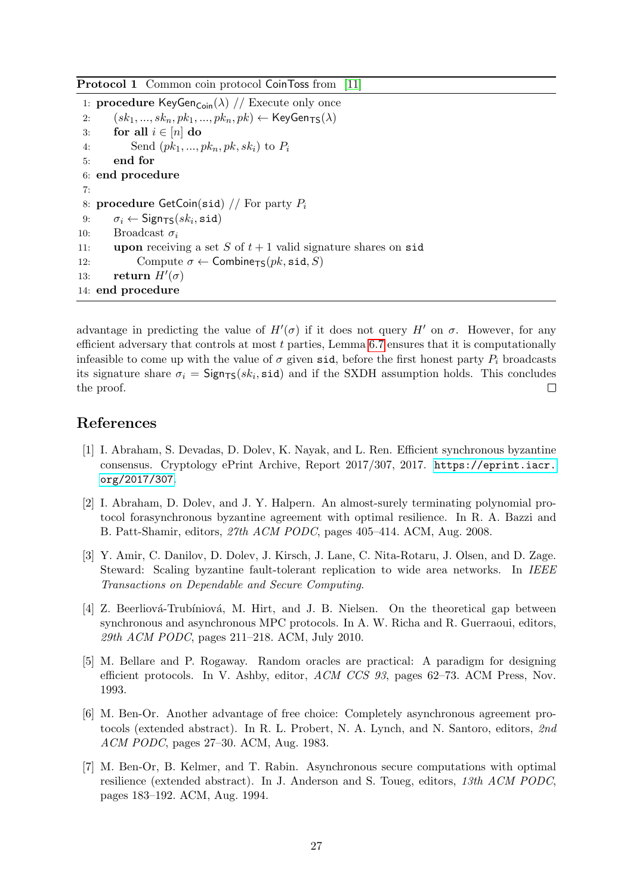**Protocol 1** Common coin protocol $\mathsf{CoinToss}$ from [11]

```
1:  procedure KeyGen_Coin(λ) // Execute only once
2:      (sk_1, ..., sk_n, pk_1, ..., pk_n, pk) ← KeyGen_TS(λ)
3:      for all i ∈ [n] do
4:          Send (pk_1, ..., pk_n, pk, sk_i) to P_i
5:      end for
6:  end procedure
7:
8:  procedure GetCoin(sid) // For party P_i
9:      σ_i ← Sign_TS(sk_i, sid)
10:     Broadcast σ_i
11:     upon receiving a set S of t + 1 valid signature shares on sid
12:         Compute σ ← Combine_TS(pk, sid, S)
13:     return H′(σ)
14: end procedure
```

advantage in predicting the value of $H'(\sigma)$ if it does not query $H'$ on $\sigma$. However, for any efficient adversary that controls at most $t$ parties, Lemma 6.7 ensures that it is computationally infeasible to come up with the value of $\sigma$ given $\mathtt{sid}$, before the first honest party $P_i$ broadcasts its signature share $\sigma_i = \mathsf{Sign}_{\mathsf{TS}}(sk_i, \mathtt{sid})$ and if the SXDH assumption holds. This concludes the proof. □

## References

[1] I. Abraham, S. Devadas, D. Dolev, K. Nayak, and L. Ren. Efficient synchronous byzantine consensus. Cryptology ePrint Archive, Report 2017/307, 2017. https://eprint.iacr.org/2017/307.

[2] I. Abraham, D. Dolev, and J. Y. Halpern. An almost-surely terminating polynomial protocol forasynchronous byzantine agreement with optimal resilience. In R. A. Bazzi and B. Patt-Shamir, editors, *27th ACM PODC*, pages 405–414. ACM, Aug. 2008.

[3] Y. Amir, C. Danilov, D. Dolev, J. Kirsch, J. Lane, C. Nita-Rotaru, J. Olsen, and D. Zage. Steward: Scaling byzantine fault-tolerant replication to wide area networks. In *IEEE Transactions on Dependable and Secure Computing*.

[4] Z. Beerliová-Trubíniová, M. Hirt, and J. B. Nielsen. On the theoretical gap between synchronous and asynchronous MPC protocols. In A. W. Richa and R. Guerraoui, editors, *29th ACM PODC*, pages 211–218. ACM, July 2010.

[5] M. Bellare and P. Rogaway. Random oracles are practical: A paradigm for designing efficient protocols. In V. Ashby, editor, *ACM CCS 93*, pages 62–73. ACM Press, Nov. 1993.

[6] M. Ben-Or. Another advantage of free choice: Completely asynchronous agreement protocols (extended abstract). In R. L. Probert, N. A. Lynch, and N. Santoro, editors, *2nd ACM PODC*, pages 27–30. ACM, Aug. 1983.

[7] M. Ben-Or, B. Kelmer, and T. Rabin. Asynchronous secure computations with optimal resilience (extended abstract). In J. Anderson and S. Toueg, editors, *13th ACM PODC*, pages 183–192. ACM, Aug. 1994.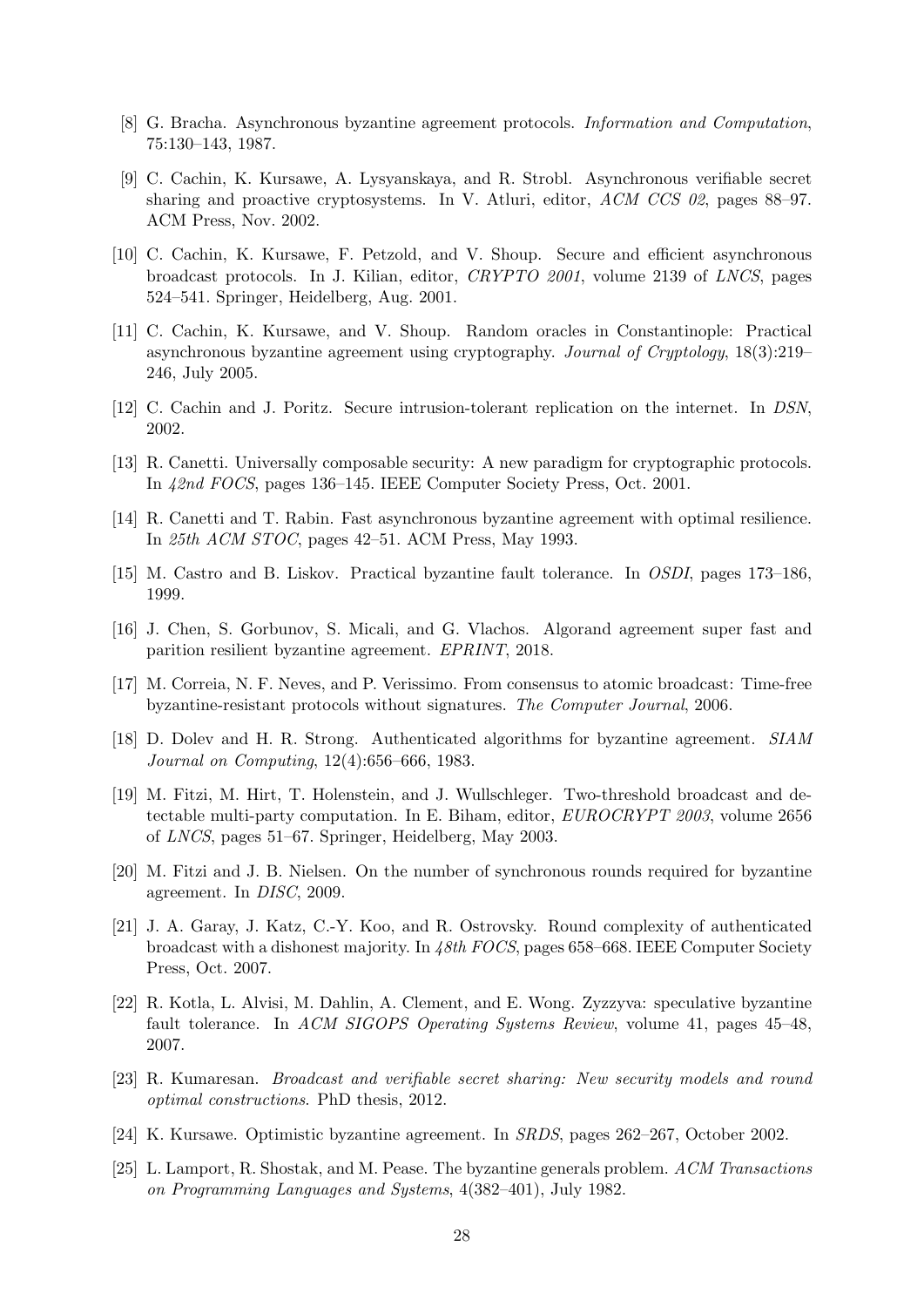[8] G. Bracha. Asynchronous byzantine agreement protocols. *Information and Computation*, 75:130–143, 1987.

[9] C. Cachin, K. Kursawe, A. Lysyanskaya, and R. Strobl. Asynchronous verifiable secret sharing and proactive cryptosystems. In V. Atluri, editor, *ACM CCS 02*, pages 88–97. ACM Press, Nov. 2002.

[10] C. Cachin, K. Kursawe, F. Petzold, and V. Shoup. Secure and efficient asynchronous broadcast protocols. In J. Kilian, editor, *CRYPTO 2001*, volume 2139 of *LNCS*, pages 524–541. Springer, Heidelberg, Aug. 2001.

[11] C. Cachin, K. Kursawe, and V. Shoup. Random oracles in Constantinople: Practical asynchronous byzantine agreement using cryptography. *Journal of Cryptology*, 18(3):219–246, July 2005.

[12] C. Cachin and J. Poritz. Secure intrusion-tolerant replication on the internet. In *DSN*, 2002.

[13] R. Canetti. Universally composable security: A new paradigm for cryptographic protocols. In *42nd FOCS*, pages 136–145. IEEE Computer Society Press, Oct. 2001.

[14] R. Canetti and T. Rabin. Fast asynchronous byzantine agreement with optimal resilience. In *25th ACM STOC*, pages 42–51. ACM Press, May 1993.

[15] M. Castro and B. Liskov. Practical byzantine fault tolerance. In *OSDI*, pages 173–186, 1999.

[16] J. Chen, S. Gorbunov, S. Micali, and G. Vlachos. Algorand agreement super fast and parition resilient byzantine agreement. *EPRINT*, 2018.

[17] M. Correia, N. F. Neves, and P. Verissimo. From consensus to atomic broadcast: Time-free byzantine-resistant protocols without signatures. *The Computer Journal*, 2006.

[18] D. Dolev and H. R. Strong. Authenticated algorithms for byzantine agreement. *SIAM Journal on Computing*, 12(4):656–666, 1983.

[19] M. Fitzi, M. Hirt, T. Holenstein, and J. Wullschleger. Two-threshold broadcast and detectable multi-party computation. In E. Biham, editor, *EUROCRYPT 2003*, volume 2656 of *LNCS*, pages 51–67. Springer, Heidelberg, May 2003.

[20] M. Fitzi and J. B. Nielsen. On the number of synchronous rounds required for byzantine agreement. In *DISC*, 2009.

[21] J. A. Garay, J. Katz, C.-Y. Koo, and R. Ostrovsky. Round complexity of authenticated broadcast with a dishonest majority. In *48th FOCS*, pages 658–668. IEEE Computer Society Press, Oct. 2007.

[22] R. Kotla, L. Alvisi, M. Dahlin, A. Clement, and E. Wong. Zyzzyva: speculative byzantine fault tolerance. In *ACM SIGOPS Operating Systems Review*, volume 41, pages 45–48, 2007.

[23] R. Kumaresan. *Broadcast and verifiable secret sharing: New security models and round optimal constructions*. PhD thesis, 2012.

[24] K. Kursawe. Optimistic byzantine agreement. In *SRDS*, pages 262–267, October 2002.

[25] L. Lamport, R. Shostak, and M. Pease. The byzantine generals problem. *ACM Transactions on Programming Languages and Systems*, 4(382–401), July 1982.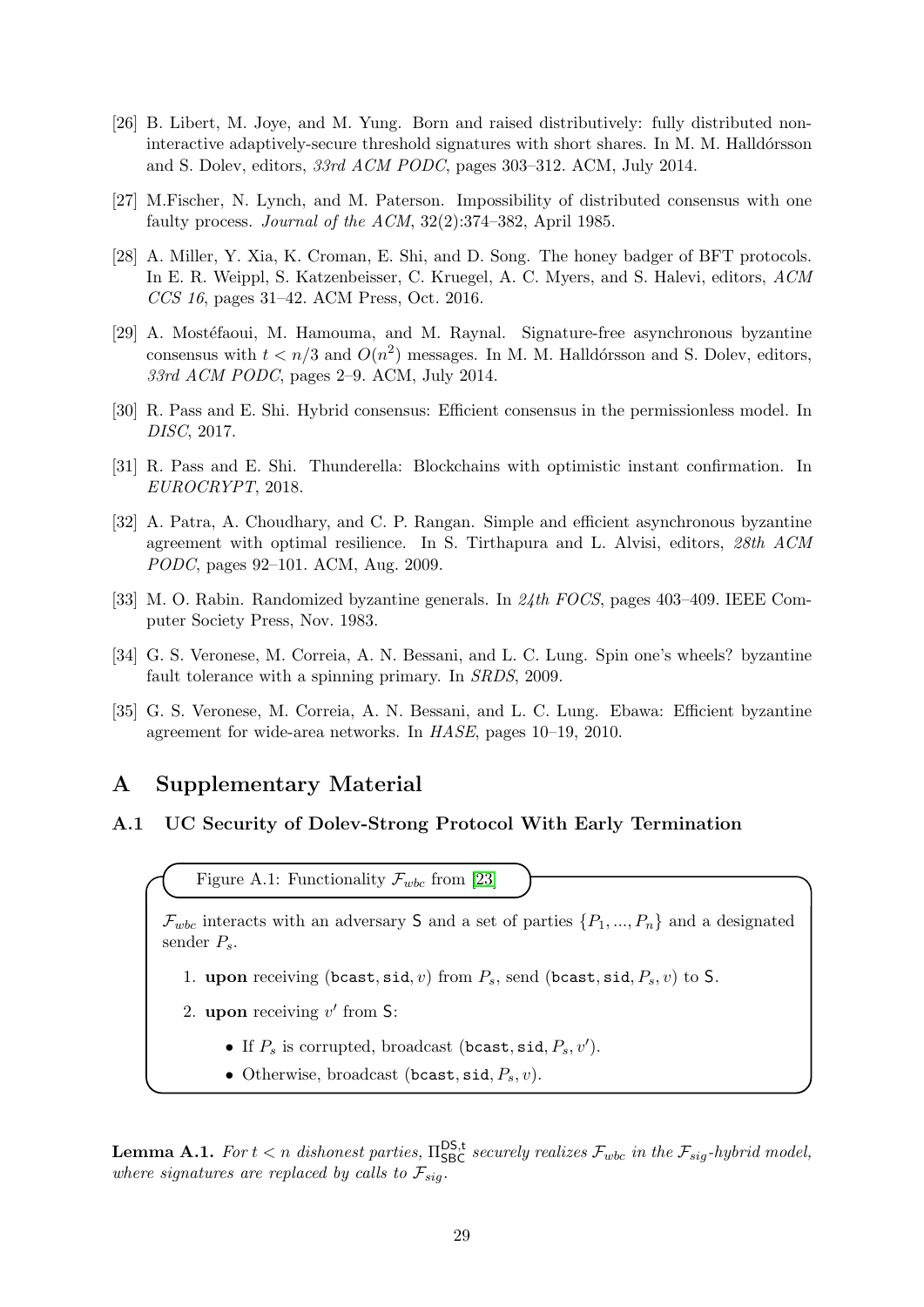[26] B. Libert, M. Joye, and M. Yung. Born and raised distributively: fully distributed non-interactive adaptively-secure threshold signatures with short shares. In M. M. Halldórsson and S. Dolev, editors, *33rd ACM PODC*, pages 303–312. ACM, July 2014.

[27] M.Fischer, N. Lynch, and M. Paterson. Impossibility of distributed consensus with one faulty process. *Journal of the ACM*, 32(2):374–382, April 1985.

[28] A. Miller, Y. Xia, K. Croman, E. Shi, and D. Song. The honey badger of BFT protocols. In E. R. Weippl, S. Katzenbeisser, C. Kruegel, A. C. Myers, and S. Halevi, editors, *ACM CCS 16*, pages 31–42. ACM Press, Oct. 2016.

[29] A. Mostéfaoui, M. Hamouma, and M. Raynal. Signature-free asynchronous byzantine consensus with $t < n/3$ and $O(n^2)$ messages. In M. M. Halldórsson and S. Dolev, editors, *33rd ACM PODC*, pages 2–9. ACM, July 2014.

[30] R. Pass and E. Shi. Hybrid consensus: Efficient consensus in the permissionless model. In *DISC*, 2017.

[31] R. Pass and E. Shi. Thunderella: Blockchains with optimistic instant confirmation. In *EUROCRYPT*, 2018.

[32] A. Patra, A. Choudhary, and C. P. Rangan. Simple and efficient asynchronous byzantine agreement with optimal resilience. In S. Tirthapura and L. Alvisi, editors, *28th ACM PODC*, pages 92–101. ACM, Aug. 2009.

[33] M. O. Rabin. Randomized byzantine generals. In *24th FOCS*, pages 403–409. IEEE Computer Society Press, Nov. 1983.

[34] G. S. Veronese, M. Correia, A. N. Bessani, and L. C. Lung. Spin one's wheels? byzantine fault tolerance with a spinning primary. In *SRDS*, 2009.

[35] G. S. Veronese, M. Correia, A. N. Bessani, and L. C. Lung. Ebawa: Efficient byzantine agreement for wide-area networks. In *HASE*, pages 10–19, 2010.

# A Supplementary Material

## A.1 UC Security of Dolev-Strong Protocol With Early Termination

**Figure A.1: Functionality $\mathcal{F}_{wbc}$ from [23]**

$\mathcal{F}_{wbc}$ interacts with an adversary $\mathsf{S}$ and a set of parties $\{P_1, ..., P_n\}$ and a designated sender $P_s$.

1. **upon** receiving $(\texttt{bcast}, \texttt{sid}, v)$ from $P_s$, send $(\texttt{bcast}, \texttt{sid}, P_s, v)$ to $\mathsf{S}$.
2. **upon** receiving $v'$ from $\mathsf{S}$:
   - If $P_s$ is corrupted, broadcast $(\texttt{bcast}, \texttt{sid}, P_s, v')$.
   - Otherwise, broadcast $(\texttt{bcast}, \texttt{sid}, P_s, v)$.

**Lemma A.1.** *For $t < n$ dishonest parties, $\Pi_{\mathsf{SBC}}^{\mathsf{DS,t}}$ securely realizes $\mathcal{F}_{wbc}$ in the $\mathcal{F}_{sig}$-hybrid model, where signatures are replaced by calls to $\mathcal{F}_{sig}$.*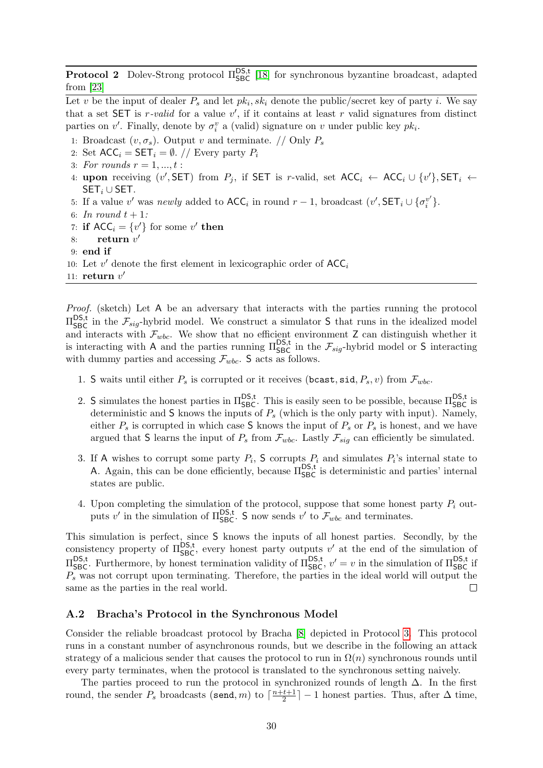**Protocol 2** Dolev-Strong protocol $\Pi_{\mathsf{SBC}}^{\mathsf{DS,t}}$ [18] for synchronous byzantine broadcast, adapted from [23]

Let $v$ be the input of dealer $P_s$ and let $pk_i, sk_i$ denote the public/secret key of party $i$. We say that a set $\mathsf{SET}$ is *r-valid* for a value $v'$, if it contains at least $r$ valid signatures from distinct parties on $v'$. Finally, denote by $\sigma_i^v$ a (valid) signature on $v$ under public key $pk_i$.

1: Broadcast $(v, \sigma_s)$. Output $v$ and terminate. // Only $P_s$
2: Set $\mathsf{ACC}_i = \mathsf{SET}_i = \emptyset$. // Every party $P_i$
3: *For rounds* $r = 1, ..., t$ :
4: **upon** receiving $(v', \mathsf{SET})$ from $P_j$, if $\mathsf{SET}$ is $r$-valid, set $\mathsf{ACC}_i \leftarrow \mathsf{ACC}_i \cup \{v'\}, \mathsf{SET}_i \leftarrow \mathsf{SET}_i \cup \mathsf{SET}$.
5: If a value $v'$ was *newly* added to $\mathsf{ACC}_i$ in round $r-1$, broadcast $(v', \mathsf{SET}_i \cup \{\sigma_i^{v'}\}$.
6: *In round* $t+1$*:*
7: **if** $\mathsf{ACC}_i = \{v'\}$ for some $v'$ **then**
8: &nbsp;&nbsp;&nbsp;&nbsp;**return** $v'$
9: **end if**
10: Let $v'$ denote the first element in lexicographic order of $\mathsf{ACC}_i$
11: **return** $v'$

*Proof.* (sketch) Let $\mathsf{A}$ be an adversary that interacts with the parties running the protocol $\Pi_{\mathsf{SBC}}^{\mathsf{DS,t}}$ in the $\mathcal{F}_{sig}$-hybrid model. We construct a simulator $\mathsf{S}$ that runs in the idealized model and interacts with $\mathcal{F}_{wbc}$. We show that no efficient environment $\mathsf{Z}$ can distinguish whether it is interacting with $\mathsf{A}$ and the parties running $\Pi_{\mathsf{SBC}}^{\mathsf{DS,t}}$ in the $\mathcal{F}_{sig}$-hybrid model or $\mathsf{S}$ interacting with dummy parties and accessing $\mathcal{F}_{wbc}$. $\mathsf{S}$ acts as follows.

1. $\mathsf{S}$ waits until either $P_s$ is corrupted or it receives $(\texttt{bcast}, \texttt{sid}, P_s, v)$ from $\mathcal{F}_{wbc}$.
2. $\mathsf{S}$ simulates the honest parties in $\Pi_{\mathsf{SBC}}^{\mathsf{DS,t}}$. This is easily seen to be possible, because $\Pi_{\mathsf{SBC}}^{\mathsf{DS,t}}$ is deterministic and $\mathsf{S}$ knows the inputs of $P_s$ (which is the only party with input). Namely, either $P_s$ is corrupted in which case $\mathsf{S}$ knows the input of $P_s$ or $P_s$ is honest, and we have argued that $\mathsf{S}$ learns the input of $P_s$ from $\mathcal{F}_{wbc}$. Lastly $\mathcal{F}_{sig}$ can efficiently be simulated.
3. If $\mathsf{A}$ wishes to corrupt some party $P_i$, $\mathsf{S}$ corrupts $P_i$ and simulates $P_i$'s internal state to $\mathsf{A}$. Again, this can be done efficiently, because $\Pi_{\mathsf{SBC}}^{\mathsf{DS,t}}$ is deterministic and parties' internal states are public.
4. Upon completing the simulation of the protocol, suppose that some honest party $P_i$ outputs $v'$ in the simulation of $\Pi_{\mathsf{SBC}}^{\mathsf{DS,t}}$. $\mathsf{S}$ now sends $v'$ to $\mathcal{F}_{wbc}$ and terminates.

This simulation is perfect, since $\mathsf{S}$ knows the inputs of all honest parties. Secondly, by the consistency property of $\Pi_{\mathsf{SBC}}^{\mathsf{DS,t}}$, every honest party outputs $v'$ at the end of the simulation of $\Pi_{\mathsf{SBC}}^{\mathsf{DS,t}}$. Furthermore, by honest termination validity of $\Pi_{\mathsf{SBC}}^{\mathsf{DS,t}}$, $v' = v$ in the simulation of $\Pi_{\mathsf{SBC}}^{\mathsf{DS,t}}$ if $P_s$ was not corrupt upon terminating. Therefore, the parties in the ideal world will output the same as the parties in the real world. ◻

### A.2 Bracha's Protocol in the Synchronous Model

Consider the reliable broadcast protocol by Bracha [8] depicted in Protocol 3. This protocol runs in a constant number of asynchronous rounds, but we describe in the following an attack strategy of a malicious sender that causes the protocol to run in $\Omega(n)$ synchronous rounds until every party terminates, when the protocol is translated to the synchronous setting naively.

The parties proceed to run the protocol in synchronized rounds of length $\Delta$. In the first round, the sender $P_s$ broadcasts $(\texttt{send}, m)$ to $\lceil \frac{n+t+1}{2} \rceil - 1$ honest parties. Thus, after $\Delta$ time,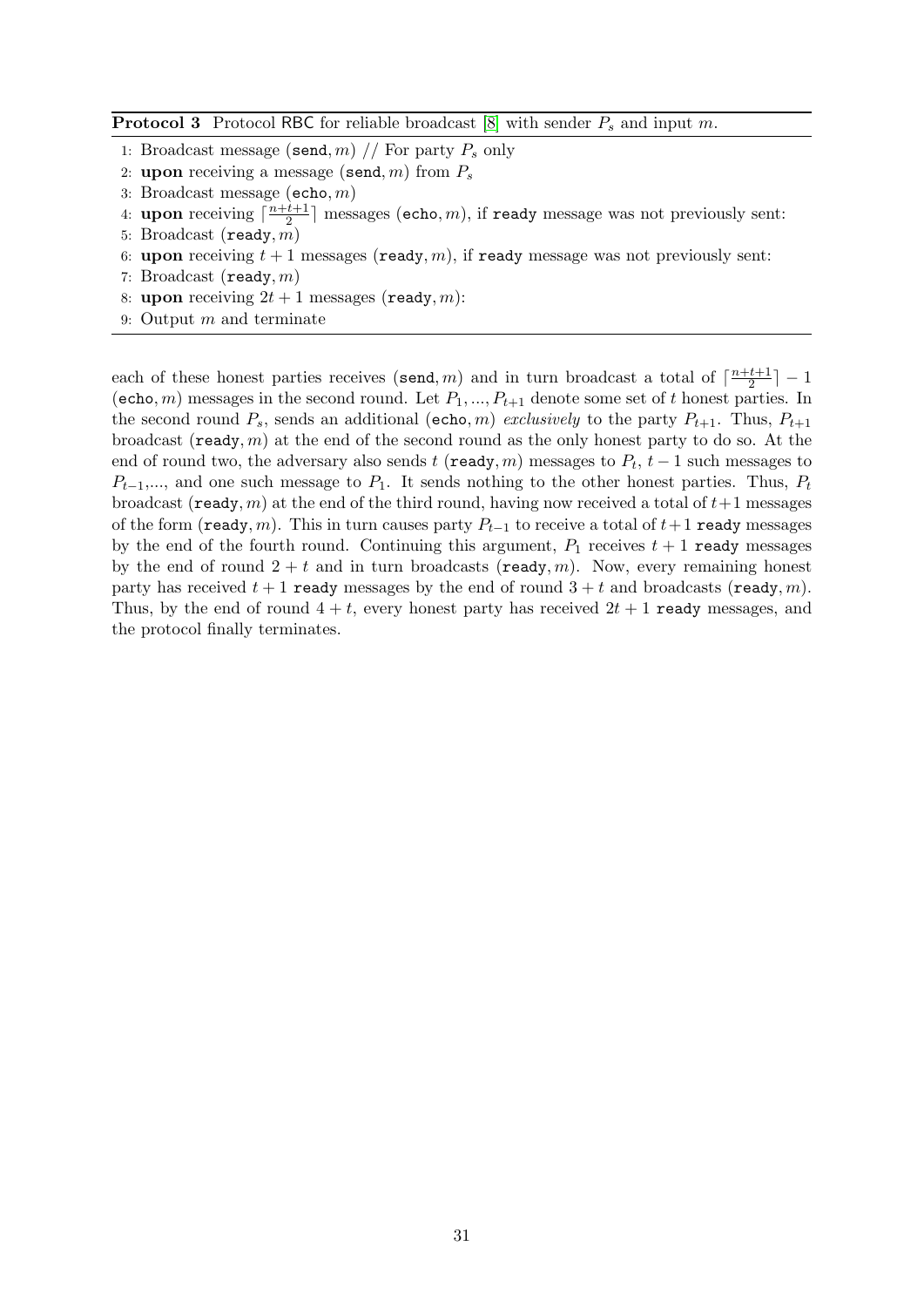**Protocol 3** Protocol RBC for reliable broadcast [8] with sender $P_s$ and input $m$.

1: Broadcast message $(\texttt{send}, m)$ // For party $P_s$ only
2: **upon** receiving a message $(\texttt{send}, m)$ from $P_s$
3: Broadcast message $(\texttt{echo}, m)$
4: **upon** receiving $\lceil \frac{n+t+1}{2} \rceil$ messages $(\texttt{echo}, m)$, if ready message was not previously sent:
5: Broadcast $(\texttt{ready}, m)$
6: **upon** receiving $t+1$ messages $(\texttt{ready}, m)$, if ready message was not previously sent:
7: Broadcast $(\texttt{ready}, m)$
8: **upon** receiving $2t+1$ messages $(\texttt{ready}, m)$:
9: Output $m$ and terminate

each of these honest parties receives $(\texttt{send}, m)$ and in turn broadcast a total of $\lceil \frac{n+t+1}{2} \rceil - 1$ $(\texttt{echo}, m)$ messages in the second round. Let $P_1, ..., P_{t+1}$ denote some set of $t$ honest parties. In the second round $P_s$, sends an additional $(\texttt{echo}, m)$ *exclusively* to the party $P_{t+1}$. Thus, $P_{t+1}$ broadcast $(\texttt{ready}, m)$ at the end of the second round as the only honest party to do so. At the end of round two, the adversary also sends $t$ $(\texttt{ready}, m)$ messages to $P_t$, $t-1$ such messages to $P_{t-1}$,..., and one such message to $P_1$. It sends nothing to the other honest parties. Thus, $P_t$ broadcast $(\texttt{ready}, m)$ at the end of the third round, having now received a total of $t+1$ messages of the form $(\texttt{ready}, m)$. This in turn causes party $P_{t-1}$ to receive a total of $t+1$ ready messages by the end of the fourth round. Continuing this argument, $P_1$ receives $t+1$ ready messages by the end of round $2+t$ and in turn broadcasts $(\texttt{ready}, m)$. Now, every remaining honest party has received $t+1$ ready messages by the end of round $3+t$ and broadcasts $(\texttt{ready}, m)$. Thus, by the end of round $4+t$, every honest party has received $2t+1$ ready messages, and the protocol finally terminates.